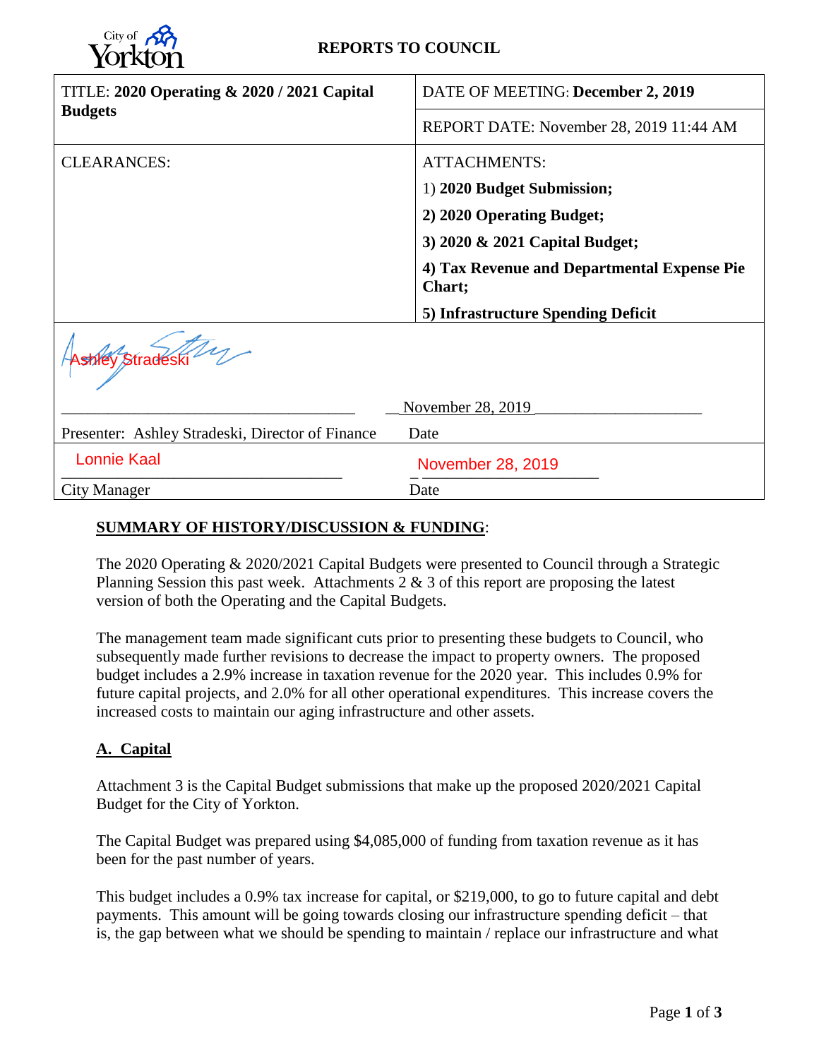City of Yorkton

**REPORTS TO COUNCIL**

| TITLE: **2020 Operating & 2020 / 2021 Capital Budgets** | DATE OF MEETING: **December 2, 2019** |
|---|---|
| | REPORT DATE: November 28, 2019 11:44 AM |
| CLEARANCES: | ATTACHMENTS: 1) **2020 Budget Submission;** **2) 2020 Operating Budget;** **3) 2020 & 2021 Capital Budget;** **4) Tax Revenue and Departmental Expense Pie Chart;** **5) Infrastructure Spending Deficit** |
| Ashley Stradeski | November 28, 2019 |
| Presenter: Ashley Stradeski, Director of Finance | Date |
| Lonnie Kaal | November 28, 2019 |
| City Manager | Date |

## SUMMARY OF HISTORY/DISCUSSION & FUNDING:

The 2020 Operating & 2020/2021 Capital Budgets were presented to Council through a Strategic Planning Session this past week. Attachments 2 & 3 of this report are proposing the latest version of both the Operating and the Capital Budgets.

The management team made significant cuts prior to presenting these budgets to Council, who subsequently made further revisions to decrease the impact to property owners. The proposed budget includes a 2.9% increase in taxation revenue for the 2020 year. This includes 0.9% for future capital projects, and 2.0% for all other operational expenditures. This increase covers the increased costs to maintain our aging infrastructure and other assets.

### A. Capital

Attachment 3 is the Capital Budget submissions that make up the proposed 2020/2021 Capital Budget for the City of Yorkton.

The Capital Budget was prepared using $4,085,000 of funding from taxation revenue as it has been for the past number of years.

This budget includes a 0.9% tax increase for capital, or $219,000, to go to future capital and debt payments. This amount will be going towards closing our infrastructure spending deficit – that is, the gap between what we should be spending to maintain / replace our infrastructure and what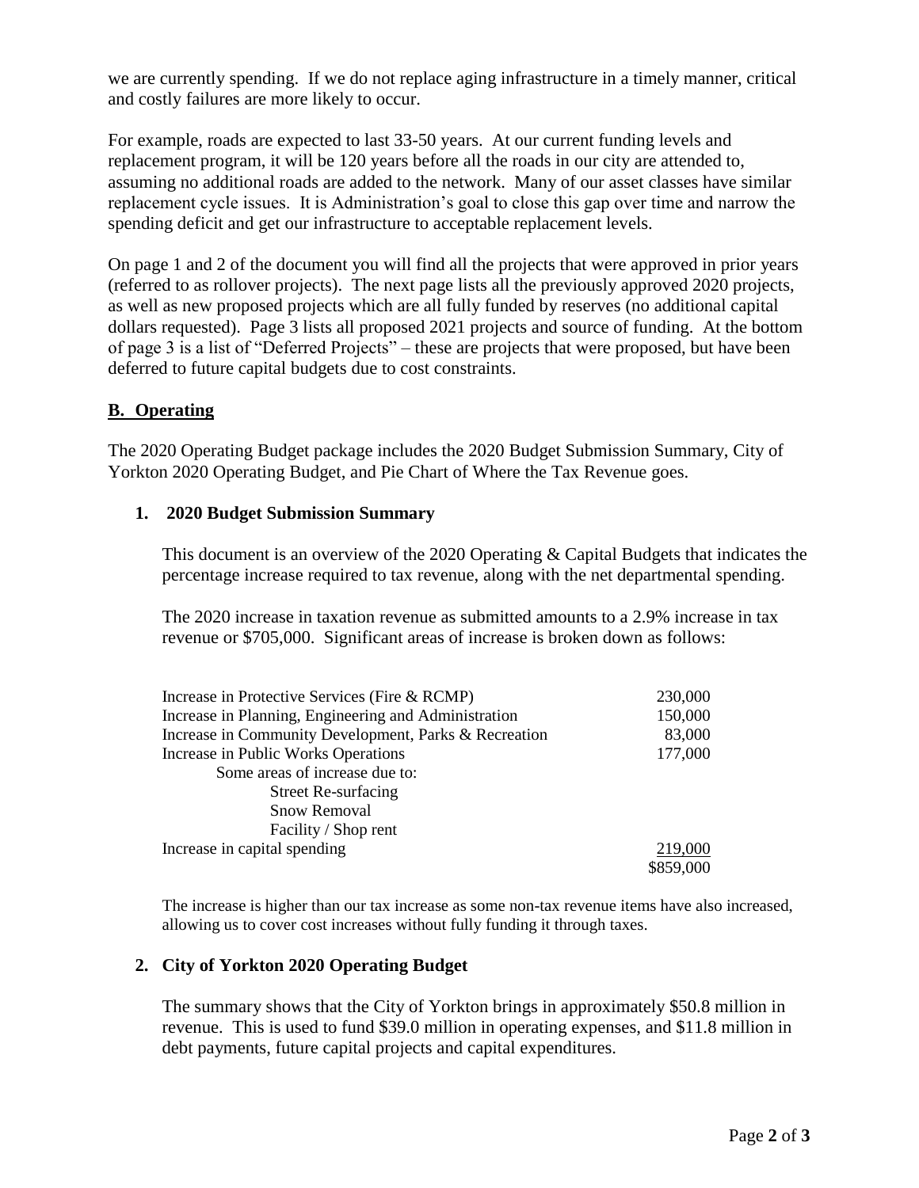we are currently spending. If we do not replace aging infrastructure in a timely manner, critical and costly failures are more likely to occur.

For example, roads are expected to last 33-50 years. At our current funding levels and replacement program, it will be 120 years before all the roads in our city are attended to, assuming no additional roads are added to the network. Many of our asset classes have similar replacement cycle issues. It is Administration's goal to close this gap over time and narrow the spending deficit and get our infrastructure to acceptable replacement levels.

On page 1 and 2 of the document you will find all the projects that were approved in prior years (referred to as rollover projects). The next page lists all the previously approved 2020 projects, as well as new proposed projects which are all fully funded by reserves (no additional capital dollars requested). Page 3 lists all proposed 2021 projects and source of funding. At the bottom of page 3 is a list of "Deferred Projects" – these are projects that were proposed, but have been deferred to future capital budgets due to cost constraints.

## B. Operating

The 2020 Operating Budget package includes the 2020 Budget Submission Summary, City of Yorkton 2020 Operating Budget, and Pie Chart of Where the Tax Revenue goes.

### 1. 2020 Budget Submission Summary

This document is an overview of the 2020 Operating & Capital Budgets that indicates the percentage increase required to tax revenue, along with the net departmental spending.

The 2020 increase in taxation revenue as submitted amounts to a 2.9% increase in tax revenue or $705,000. Significant areas of increase is broken down as follows:

| | |
|---|---|
| Increase in Protective Services (Fire & RCMP) | 230,000 |
| Increase in Planning, Engineering and Administration | 150,000 |
| Increase in Community Development, Parks & Recreation | 83,000 |
| Increase in Public Works Operations | 177,000 |
| Some areas of increase due to: | |
| Street Re-surfacing | |
| Snow Removal | |
| Facility / Shop rent | |
| Increase in capital spending | 219,000 |
| | $859,000 |

The increase is higher than our tax increase as some non-tax revenue items have also increased, allowing us to cover cost increases without fully funding it through taxes.

### 2. City of Yorkton 2020 Operating Budget

The summary shows that the City of Yorkton brings in approximately $50.8 million in revenue. This is used to fund $39.0 million in operating expenses, and $11.8 million in debt payments, future capital projects and capital expenditures.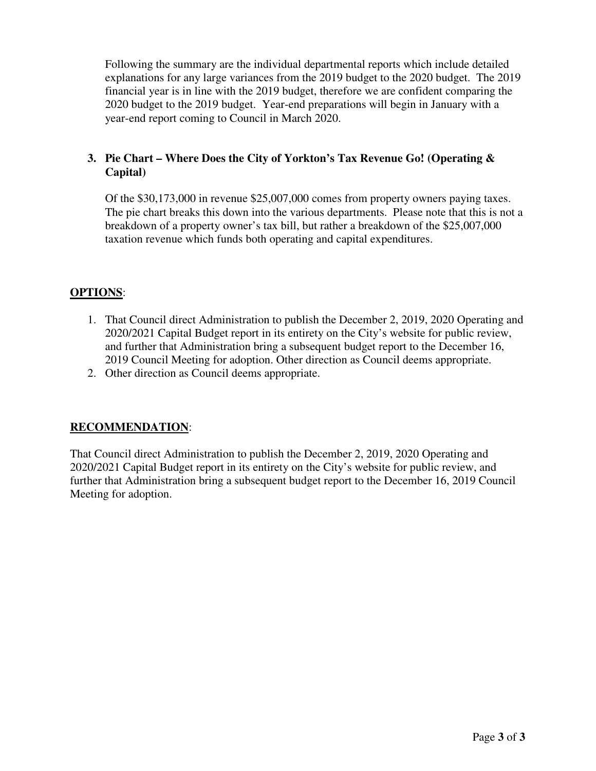Following the summary are the individual departmental reports which include detailed explanations for any large variances from the 2019 budget to the 2020 budget. The 2019 financial year is in line with the 2019 budget, therefore we are confident comparing the 2020 budget to the 2019 budget. Year-end preparations will begin in January with a year-end report coming to Council in March 2020.

**3. Pie Chart – Where Does the City of Yorkton's Tax Revenue Go! (Operating & Capital)**

Of the $30,173,000 in revenue $25,007,000 comes from property owners paying taxes. The pie chart breaks this down into the various departments. Please note that this is not a breakdown of a property owner's tax bill, but rather a breakdown of the $25,007,000 taxation revenue which funds both operating and capital expenditures.

## **OPTIONS**:

1. That Council direct Administration to publish the December 2, 2019, 2020 Operating and 2020/2021 Capital Budget report in its entirety on the City's website for public review, and further that Administration bring a subsequent budget report to the December 16, 2019 Council Meeting for adoption. Other direction as Council deems appropriate.
2. Other direction as Council deems appropriate.

## **RECOMMENDATION**:

That Council direct Administration to publish the December 2, 2019, 2020 Operating and 2020/2021 Capital Budget report in its entirety on the City's website for public review, and further that Administration bring a subsequent budget report to the December 16, 2019 Council Meeting for adoption.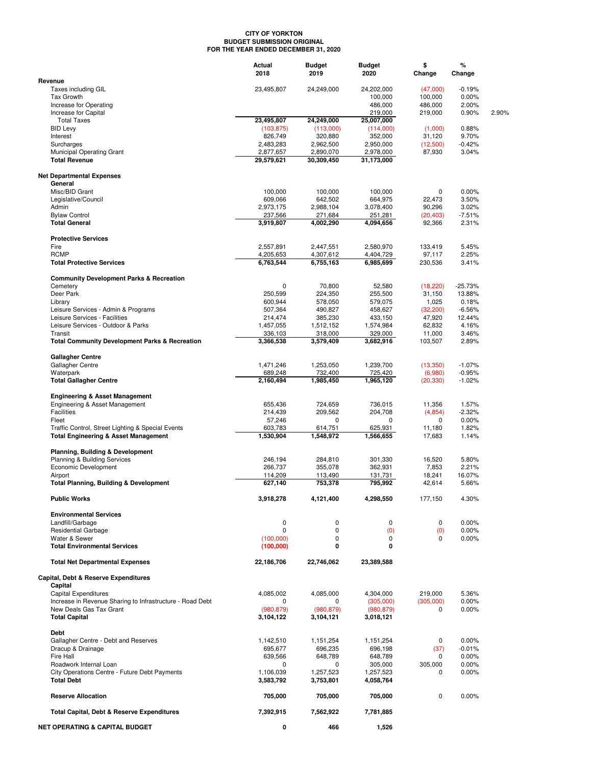**CITY OF YORKTON**
**BUDGET SUBMISSION ORIGINAL**
**FOR THE YEAR ENDED DECEMBER 31, 2020**

| | Actual 2018 | Budget 2019 | Budget 2020 | $ Change | % Change | |
|---|---|---|---|---|---|---|
| **Revenue** | | | | | | |
| Taxes including GIL | 23,495,807 | 24,249,000 | 24,202,000 | (47,000) | -0.19% | |
| Tax Growth | | | 100,000 | 100,000 | 0.00% | |
| Increase for Operating | | | 486,000 | 486,000 | 2.00% | |
| Increase for Capital | | | 219,000 | 219,000 | 0.90% | 2.90% |
| Total Taxes | **23,495,807** | **24,249,000** | **25,007,000** | | | |
| BID Levy | (103,875) | (113,000) | (114,000) | (1,000) | 0.88% | |
| Interest | 826,749 | 320,880 | 352,000 | 31,120 | 9.70% | |
| Surcharges | 2,483,283 | 2,962,500 | 2,950,000 | (12,500) | -0.42% | |
| Municipal Operating Grant | 2,877,657 | 2,890,070 | 2,978,000 | 87,930 | 3.04% | |
| **Total Revenue** | **29,579,621** | **30,309,450** | **31,173,000** | | | |
| **Net Departmental Expenses** | | | | | | |
| **General** | | | | | | |
| Misc/BID Grant | 100,000 | 100,000 | 100,000 | 0 | 0.00% | |
| Legislative/Council | 609,066 | 642,502 | 664,975 | 22,473 | 3.50% | |
| Admin | 2,973,175 | 2,988,104 | 3,078,400 | 90,296 | 3.02% | |
| Bylaw Control | 237,566 | 271,684 | 251,281 | (20,403) | -7.51% | |
| **Total General** | **3,919,807** | **4,002,290** | **4,094,656** | 92,366 | 2.31% | |
| **Protective Services** | | | | | | |
| Fire | 2,557,891 | 2,447,551 | 2,580,970 | 133,419 | 5.45% | |
| RCMP | 4,205,653 | 4,307,612 | 4,404,729 | 97,117 | 2.25% | |
| **Total Protective Services** | **6,763,544** | **6,755,163** | **6,985,699** | 230,536 | 3.41% | |
| **Community Development Parks & Recreation** | | | | | | |
| Cemetery | 0 | 70,800 | 52,580 | (18,220) | -25.73% | |
| Deer Park | 250,599 | 224,350 | 255,500 | 31,150 | 13.88% | |
| Library | 600,944 | 578,050 | 579,075 | 1,025 | 0.18% | |
| Leisure Services - Admin & Programs | 507,364 | 490,827 | 458,627 | (32,200) | -6.56% | |
| Leisure Services - Facilities | 214,474 | 385,230 | 433,150 | 47,920 | 12.44% | |
| Leisure Services - Outdoor & Parks | 1,457,055 | 1,512,152 | 1,574,984 | 62,832 | 4.16% | |
| Transit | 336,103 | 318,000 | 329,000 | 11,000 | 3.46% | |
| **Total Community Development Parks & Recreation** | **3,366,538** | **3,579,409** | **3,682,916** | 103,507 | 2.89% | |
| **Gallagher Centre** | | | | | | |
| Gallagher Centre | 1,471,246 | 1,253,050 | 1,239,700 | (13,350) | -1.07% | |
| Waterpark | 689,248 | 732,400 | 725,420 | (6,980) | -0.95% | |
| **Total Gallagher Centre** | **2,160,494** | **1,985,450** | **1,965,120** | (20,330) | -1.02% | |
| **Engineering & Asset Management** | | | | | | |
| Engineering & Asset Management | 655,436 | 724,659 | 736,015 | 11,356 | 1.57% | |
| Facilities | 214,439 | 209,562 | 204,708 | (4,854) | -2.32% | |
| Fleet | 57,246 | 0 | 0 | 0 | 0.00% | |
| Traffic Control, Street Lighting & Special Events | 603,783 | 614,751 | 625,931 | 11,180 | 1.82% | |
| **Total Engineering & Asset Management** | **1,530,904** | **1,548,972** | **1,566,655** | 17,683 | 1.14% | |
| **Planning, Building & Development** | | | | | | |
| Planning & Building Services | 246,194 | 284,810 | 301,330 | 16,520 | 5.80% | |
| Economic Development | 266,737 | 355,078 | 362,931 | 7,853 | 2.21% | |
| Airport | 114,209 | 113,490 | 131,731 | 18,241 | 16.07% | |
| **Total Planning, Building & Development** | **627,140** | **753,378** | **795,992** | 42,614 | 5.66% | |
| **Public Works** | **3,918,278** | **4,121,400** | **4,298,550** | 177,150 | 4.30% | |
| **Environmental Services** | | | | | | |
| Landfill/Garbage | 0 | 0 | 0 | 0 | 0.00% | |
| Residential Garbage | 0 | 0 | (0) | (0) | 0.00% | |
| Water & Sewer | (100,000) | 0 | 0 | 0 | 0.00% | |
| **Total Environmental Services** | **(100,000)** | **0** | **0** | | | |
| **Total Net Departmental Expenses** | **22,186,706** | **22,746,062** | **23,389,588** | | | |
| **Capital, Debt & Reserve Expenditures** | | | | | | |
| **Capital** | | | | | | |
| Capital Expenditures | 4,085,002 | 4,085,000 | 4,304,000 | 219,000 | 5.36% | |
| Increase in Revenue Sharing to Infrastructure - Road Debt | 0 | 0 | (305,000) | (305,000) | 0.00% | |
| New Deals Gas Tax Grant | (980,879) | (980,879) | (980,879) | 0 | 0.00% | |
| **Total Capital** | **3,104,122** | **3,104,121** | **3,018,121** | | | |
| **Debt** | | | | | | |
| Gallagher Centre - Debt and Reserves | 1,142,510 | 1,151,254 | 1,151,254 | 0 | 0.00% | |
| Dracup & Drainage | 695,677 | 696,235 | 696,198 | (37) | -0.01% | |
| Fire Hall | 639,566 | 648,789 | 648,789 | 0 | 0.00% | |
| Roadwork Internal Loan | 0 | 0 | 305,000 | 305,000 | 0.00% | |
| City Operations Centre - Future Debt Payments | 1,106,039 | 1,257,523 | 1,257,523 | 0 | 0.00% | |
| **Total Debt** | **3,583,792** | **3,753,801** | **4,058,764** | | | |
| **Reserve Allocation** | **705,000** | **705,000** | **705,000** | 0 | 0.00% | |
| **Total Capital, Debt & Reserve Expenditures** | **7,392,915** | **7,562,922** | **7,781,885** | | | |
| **NET OPERATING & CAPITAL BUDGET** | **0** | **466** | **1,526** | | | |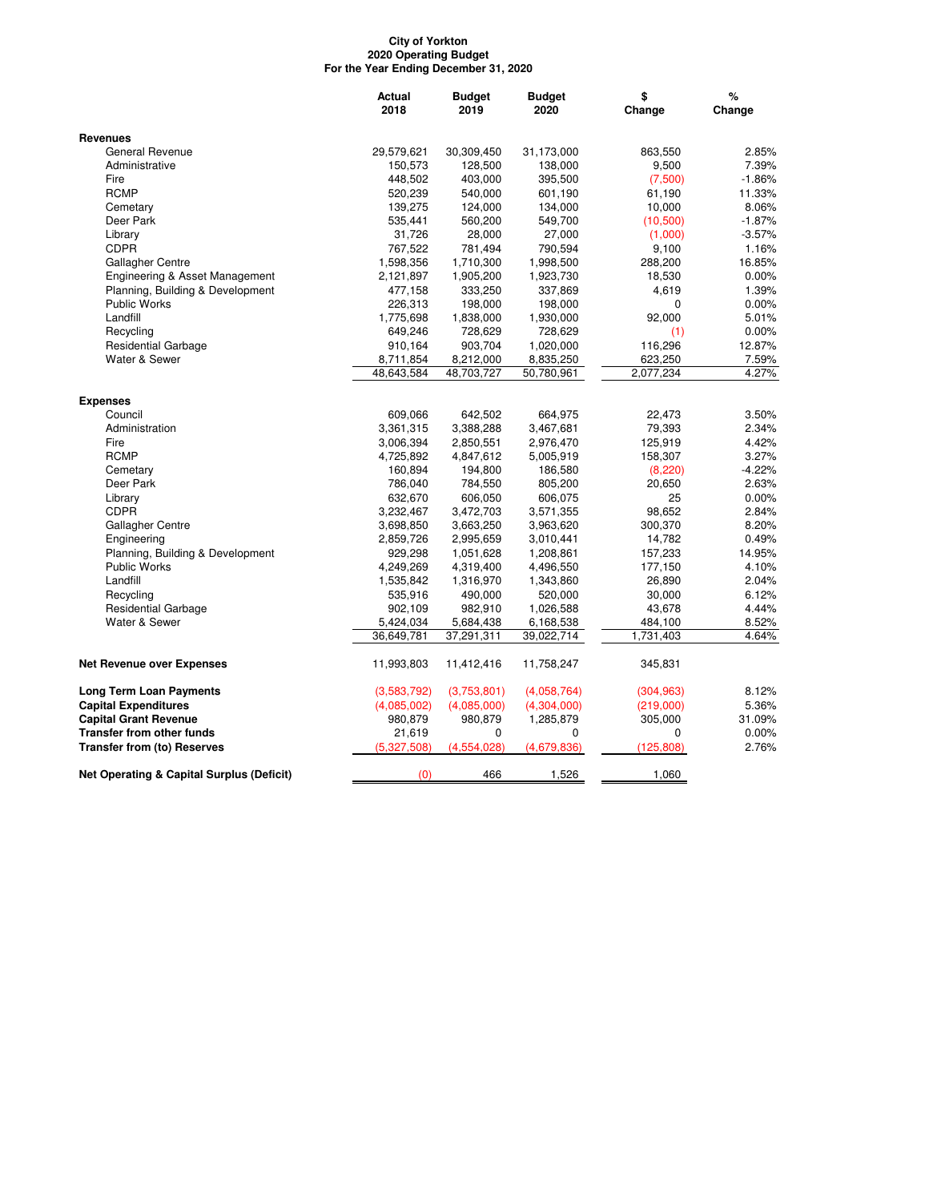**City of Yorkton**
**2020 Operating Budget**
**For the Year Ending December 31, 2020**

| | Actual 2018 | Budget 2019 | Budget 2020 | $ Change | % Change |
|---|---|---|---|---|---|
| **Revenues** | | | | | |
| General Revenue | 29,579,621 | 30,309,450 | 31,173,000 | 863,550 | 2.85% |
| Administrative | 150,573 | 128,500 | 138,000 | 9,500 | 7.39% |
| Fire | 448,502 | 403,000 | 395,500 | (7,500) | -1.86% |
| RCMP | 520,239 | 540,000 | 601,190 | 61,190 | 11.33% |
| Cemetary | 139,275 | 124,000 | 134,000 | 10,000 | 8.06% |
| Deer Park | 535,441 | 560,200 | 549,700 | (10,500) | -1.87% |
| Library | 31,726 | 28,000 | 27,000 | (1,000) | -3.57% |
| CDPR | 767,522 | 781,494 | 790,594 | 9,100 | 1.16% |
| Gallagher Centre | 1,598,356 | 1,710,300 | 1,998,500 | 288,200 | 16.85% |
| Engineering & Asset Management | 2,121,897 | 1,905,200 | 1,923,730 | 18,530 | 0.00% |
| Planning, Building & Development | 477,158 | 333,250 | 337,869 | 4,619 | 1.39% |
| Public Works | 226,313 | 198,000 | 198,000 | 0 | 0.00% |
| Landfill | 1,775,698 | 1,838,000 | 1,930,000 | 92,000 | 5.01% |
| Recycling | 649,246 | 728,629 | 728,629 | (1) | 0.00% |
| Residential Garbage | 910,164 | 903,704 | 1,020,000 | 116,296 | 12.87% |
| Water & Sewer | 8,711,854 | 8,212,000 | 8,835,250 | 623,250 | 7.59% |
| | 48,643,584 | 48,703,727 | 50,780,961 | 2,077,234 | 4.27% |
| **Expenses** | | | | | |
| Council | 609,066 | 642,502 | 664,975 | 22,473 | 3.50% |
| Administration | 3,361,315 | 3,388,288 | 3,467,681 | 79,393 | 2.34% |
| Fire | 3,006,394 | 2,850,551 | 2,976,470 | 125,919 | 4.42% |
| RCMP | 4,725,892 | 4,847,612 | 5,005,919 | 158,307 | 3.27% |
| Cemetary | 160,894 | 194,800 | 186,580 | (8,220) | -4.22% |
| Deer Park | 786,040 | 784,550 | 805,200 | 20,650 | 2.63% |
| Library | 632,670 | 606,050 | 606,075 | 25 | 0.00% |
| CDPR | 3,232,467 | 3,472,703 | 3,571,355 | 98,652 | 2.84% |
| Gallagher Centre | 3,698,850 | 3,663,250 | 3,963,620 | 300,370 | 8.20% |
| Engineering | 2,859,726 | 2,995,659 | 3,010,441 | 14,782 | 0.49% |
| Planning, Building & Development | 929,298 | 1,051,628 | 1,208,861 | 157,233 | 14.95% |
| Public Works | 4,249,269 | 4,319,400 | 4,496,550 | 177,150 | 4.10% |
| Landfill | 1,535,842 | 1,316,970 | 1,343,860 | 26,890 | 2.04% |
| Recycling | 535,916 | 490,000 | 520,000 | 30,000 | 6.12% |
| Residential Garbage | 902,109 | 982,910 | 1,026,588 | 43,678 | 4.44% |
| Water & Sewer | 5,424,034 | 5,684,438 | 6,168,538 | 484,100 | 8.52% |
| | 36,649,781 | 37,291,311 | 39,022,714 | 1,731,403 | 4.64% |
| **Net Revenue over Expenses** | 11,993,803 | 11,412,416 | 11,758,247 | 345,831 | |
| **Long Term Loan Payments** | (3,583,792) | (3,753,801) | (4,058,764) | (304,963) | 8.12% |
| **Capital Expenditures** | (4,085,002) | (4,085,000) | (4,304,000) | (219,000) | 5.36% |
| **Capital Grant Revenue** | 980,879 | 980,879 | 1,285,879 | 305,000 | 31.09% |
| **Transfer from other funds** | 21,619 | 0 | 0 | 0 | 0.00% |
| **Transfer from (to) Reserves** | (5,327,508) | (4,554,028) | (4,679,836) | (125,808) | 2.76% |
| **Net Operating & Capital Surplus (Deficit)** | (0) | 466 | 1,526 | 1,060 | |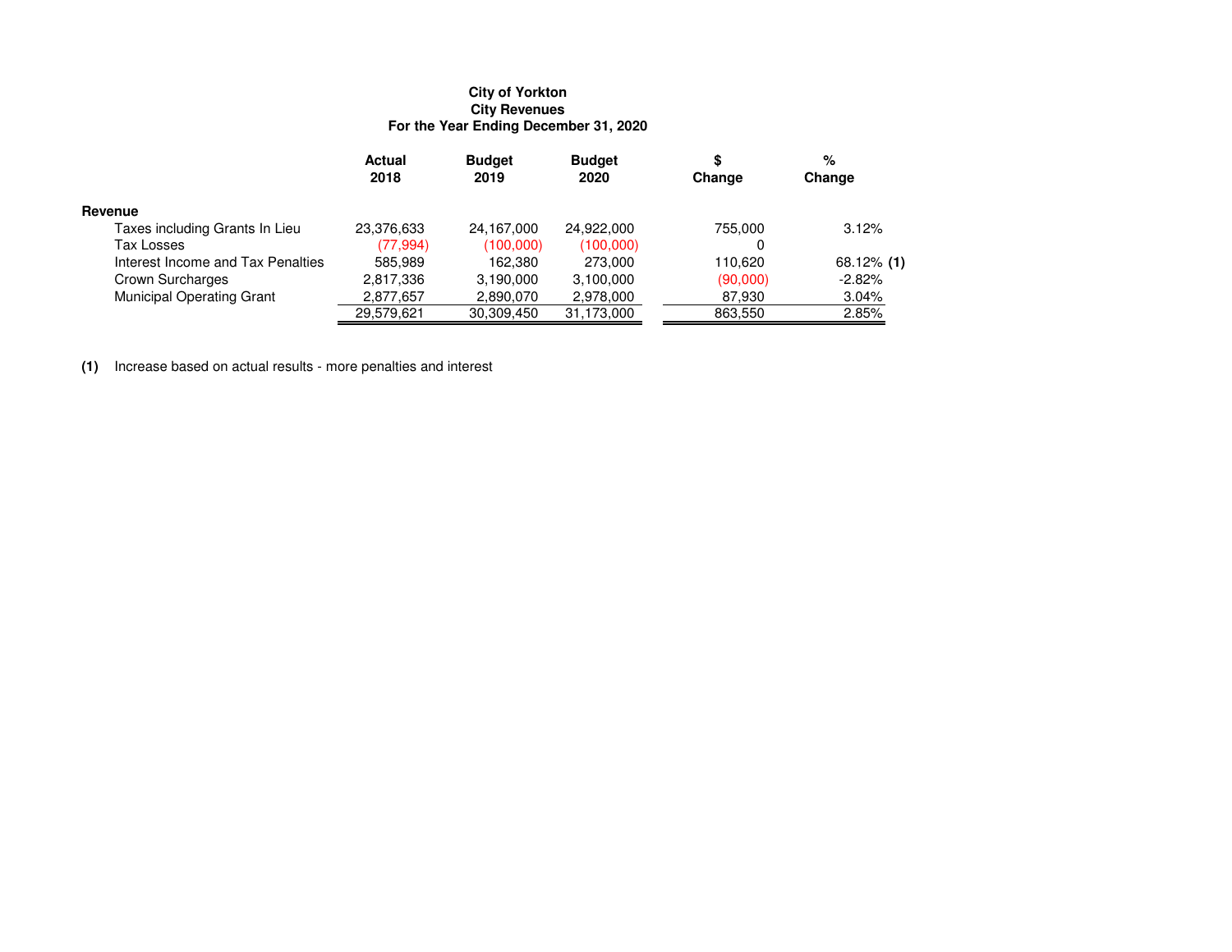**City of Yorkton**
**City Revenues**
**For the Year Ending December 31, 2020**

| | Actual 2018 | Budget 2019 | Budget 2020 | $ Change | % Change |
|---|---|---|---|---|---|
| **Revenue** | | | | | |
| Taxes including Grants In Lieu | 23,376,633 | 24,167,000 | 24,922,000 | 755,000 | 3.12% |
| Tax Losses | (77,994) | (100,000) | (100,000) | 0 | |
| Interest Income and Tax Penalties | 585,989 | 162,380 | 273,000 | 110,620 | 68.12% **(1)** |
| Crown Surcharges | 2,817,336 | 3,190,000 | 3,100,000 | (90,000) | -2.82% |
| Municipal Operating Grant | 2,877,657 | 2,890,070 | 2,978,000 | 87,930 | 3.04% |
| | 29,579,621 | 30,309,450 | 31,173,000 | 863,550 | 2.85% |

**(1)** Increase based on actual results - more penalties and interest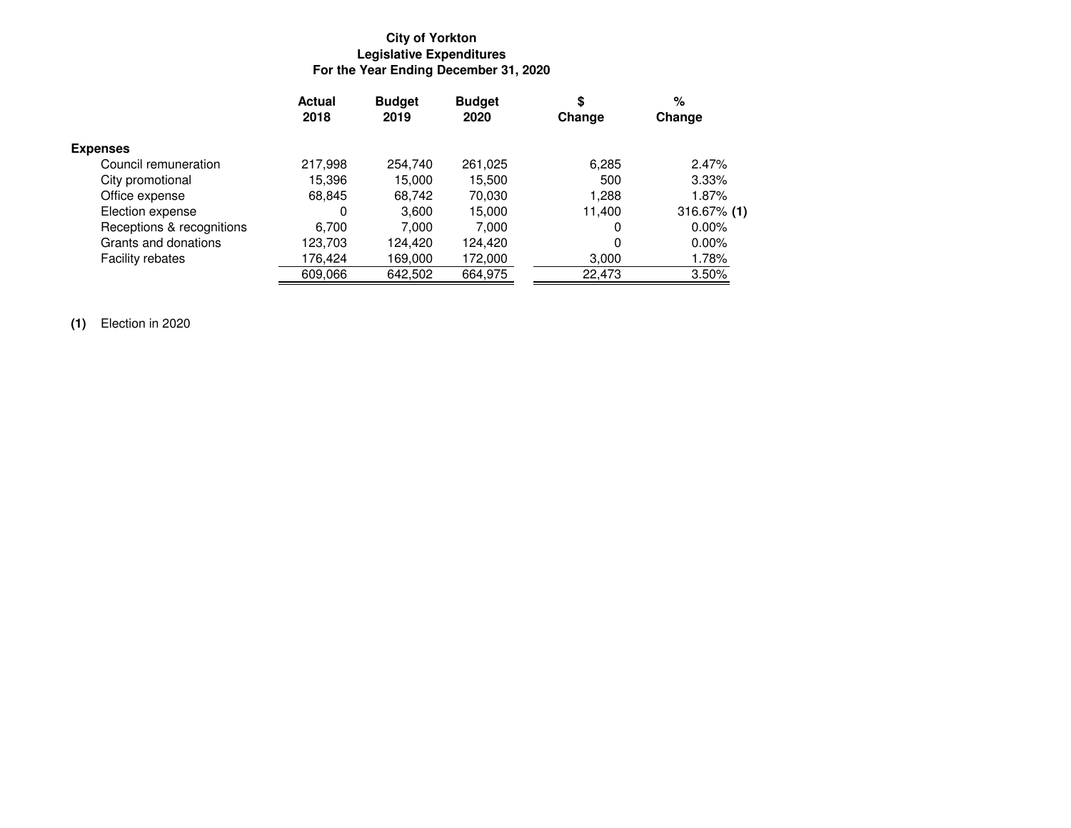**City of Yorkton**
**Legislative Expenditures**
**For the Year Ending December 31, 2020**

| | Actual 2018 | Budget 2019 | Budget 2020 | $ Change | % Change |
|---|---|---|---|---|---|
| **Expenses** | | | | | |
| Council remuneration | 217,998 | 254,740 | 261,025 | 6,285 | 2.47% |
| City promotional | 15,396 | 15,000 | 15,500 | 500 | 3.33% |
| Office expense | 68,845 | 68,742 | 70,030 | 1,288 | 1.87% |
| Election expense | 0 | 3,600 | 15,000 | 11,400 | 316.67% **(1)** |
| Receptions & recognitions | 6,700 | 7,000 | 7,000 | 0 | 0.00% |
| Grants and donations | 123,703 | 124,420 | 124,420 | 0 | 0.00% |
| Facility rebates | 176,424 | 169,000 | 172,000 | 3,000 | 1.78% |
| | 609,066 | 642,502 | 664,975 | 22,473 | 3.50% |

**(1)** Election in 2020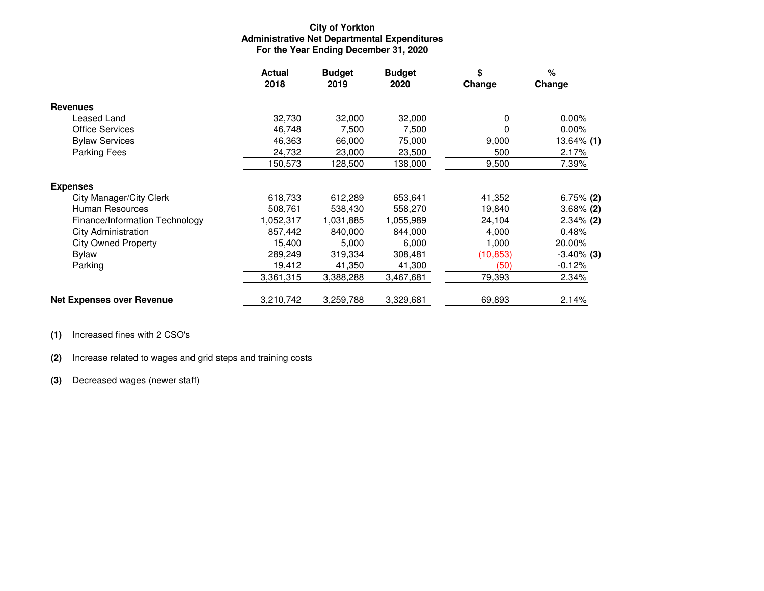**City of Yorkton**
**Administrative Net Departmental Expenditures**
**For the Year Ending December 31, 2020**

| | Actual 2018 | Budget 2019 | Budget 2020 | $ Change | % Change |
|---|---|---|---|---|---|
| **Revenues** | | | | | |
| Leased Land | 32,730 | 32,000 | 32,000 | 0 | 0.00% |
| Office Services | 46,748 | 7,500 | 7,500 | 0 | 0.00% |
| Bylaw Services | 46,363 | 66,000 | 75,000 | 9,000 | 13.64% **(1)** |
| Parking Fees | 24,732 | 23,000 | 23,500 | 500 | 2.17% |
| | 150,573 | 128,500 | 138,000 | 9,500 | 7.39% |
| **Expenses** | | | | | |
| City Manager/City Clerk | 618,733 | 612,289 | 653,641 | 41,352 | 6.75% **(2)** |
| Human Resources | 508,761 | 538,430 | 558,270 | 19,840 | 3.68% **(2)** |
| Finance/Information Technology | 1,052,317 | 1,031,885 | 1,055,989 | 24,104 | 2.34% **(2)** |
| City Administration | 857,442 | 840,000 | 844,000 | 4,000 | 0.48% |
| City Owned Property | 15,400 | 5,000 | 6,000 | 1,000 | 20.00% |
| Bylaw | 289,249 | 319,334 | 308,481 | (10,853) | -3.40% **(3)** |
| Parking | 19,412 | 41,350 | 41,300 | (50) | -0.12% |
| | 3,361,315 | 3,388,288 | 3,467,681 | 79,393 | 2.34% |
| **Net Expenses over Revenue** | 3,210,742 | 3,259,788 | 3,329,681 | 69,893 | 2.14% |

**(1)** Increased fines with 2 CSO's

**(2)** Increase related to wages and grid steps and training costs

**(3)** Decreased wages (newer staff)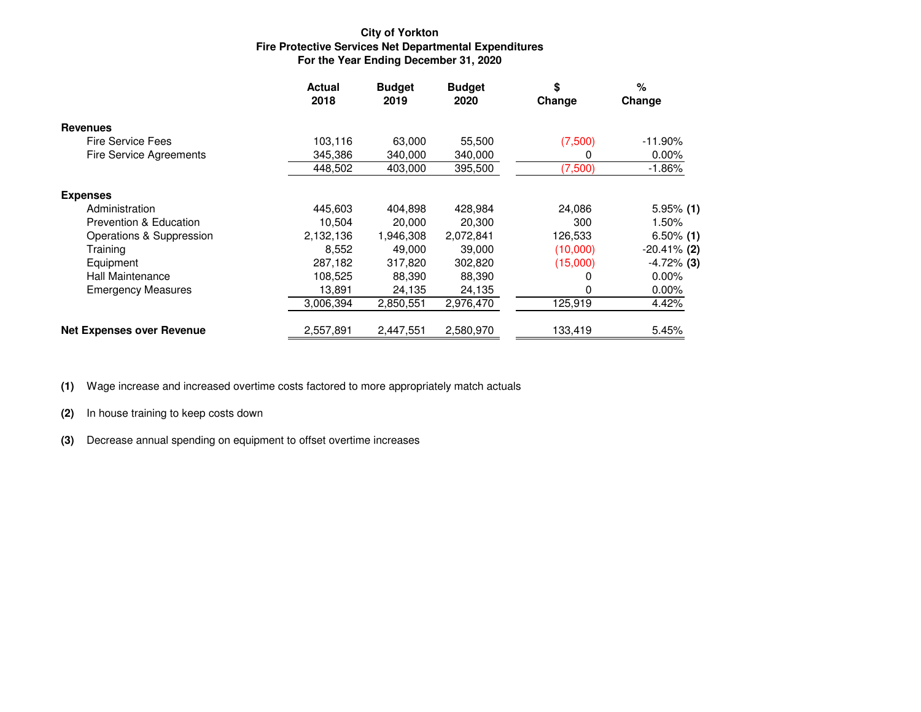**City of Yorkton**
**Fire Protective Services Net Departmental Expenditures**
**For the Year Ending December 31, 2020**

| | Actual 2018 | Budget 2019 | Budget 2020 | $ Change | % Change |
|---|---|---|---|---|---|
| **Revenues** | | | | | |
| Fire Service Fees | 103,116 | 63,000 | 55,500 | (7,500) | -11.90% |
| Fire Service Agreements | 345,386 | 340,000 | 340,000 | 0 | 0.00% |
| | 448,502 | 403,000 | 395,500 | (7,500) | -1.86% |
| **Expenses** | | | | | |
| Administration | 445,603 | 404,898 | 428,984 | 24,086 | 5.95% **(1)** |
| Prevention & Education | 10,504 | 20,000 | 20,300 | 300 | 1.50% |
| Operations & Suppression | 2,132,136 | 1,946,308 | 2,072,841 | 126,533 | 6.50% **(1)** |
| Training | 8,552 | 49,000 | 39,000 | (10,000) | -20.41% **(2)** |
| Equipment | 287,182 | 317,820 | 302,820 | (15,000) | -4.72% **(3)** |
| Hall Maintenance | 108,525 | 88,390 | 88,390 | 0 | 0.00% |
| Emergency Measures | 13,891 | 24,135 | 24,135 | 0 | 0.00% |
| | 3,006,394 | 2,850,551 | 2,976,470 | 125,919 | 4.42% |
| **Net Expenses over Revenue** | 2,557,891 | 2,447,551 | 2,580,970 | 133,419 | 5.45% |

**(1)** Wage increase and increased overtime costs factored to more appropriately match actuals

**(2)** In house training to keep costs down

**(3)** Decrease annual spending on equipment to offset overtime increases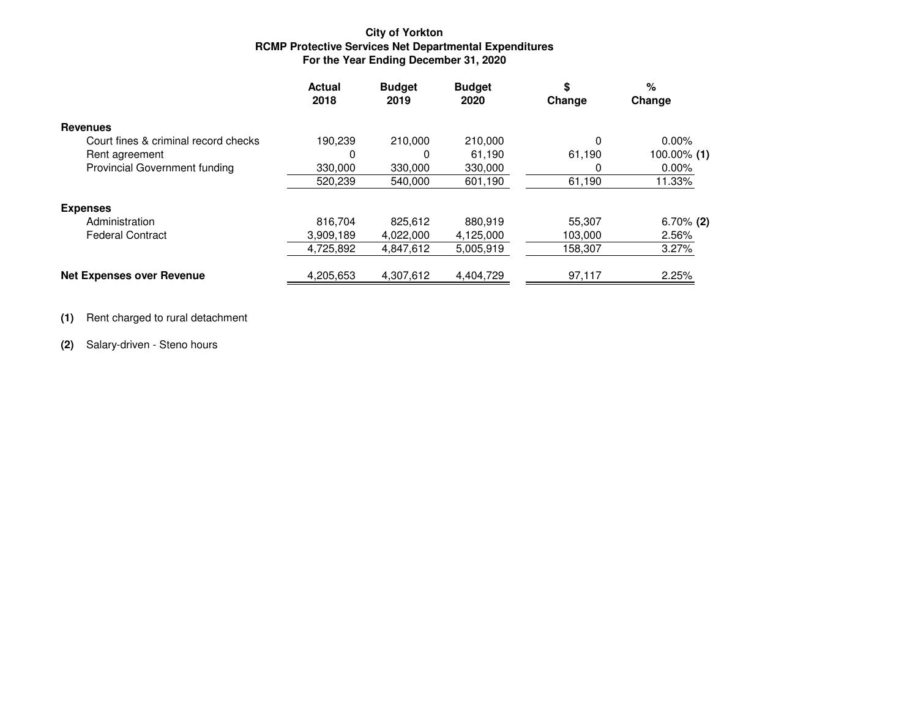**City of Yorkton**
**RCMP Protective Services Net Departmental Expenditures**
**For the Year Ending December 31, 2020**

| | Actual 2018 | Budget 2019 | Budget 2020 | $ Change | % Change |
|---|---|---|---|---|---|
| **Revenues** | | | | | |
| Court fines & criminal record checks | 190,239 | 210,000 | 210,000 | 0 | 0.00% |
| Rent agreement | 0 | 0 | 61,190 | 61,190 | 100.00% **(1)** |
| Provincial Government funding | 330,000 | 330,000 | 330,000 | 0 | 0.00% |
| | 520,239 | 540,000 | 601,190 | 61,190 | 11.33% |
| **Expenses** | | | | | |
| Administration | 816,704 | 825,612 | 880,919 | 55,307 | 6.70% **(2)** |
| Federal Contract | 3,909,189 | 4,022,000 | 4,125,000 | 103,000 | 2.56% |
| | 4,725,892 | 4,847,612 | 5,005,919 | 158,307 | 3.27% |
| **Net Expenses over Revenue** | 4,205,653 | 4,307,612 | 4,404,729 | 97,117 | 2.25% |

**(1)** Rent charged to rural detachment

**(2)** Salary-driven - Steno hours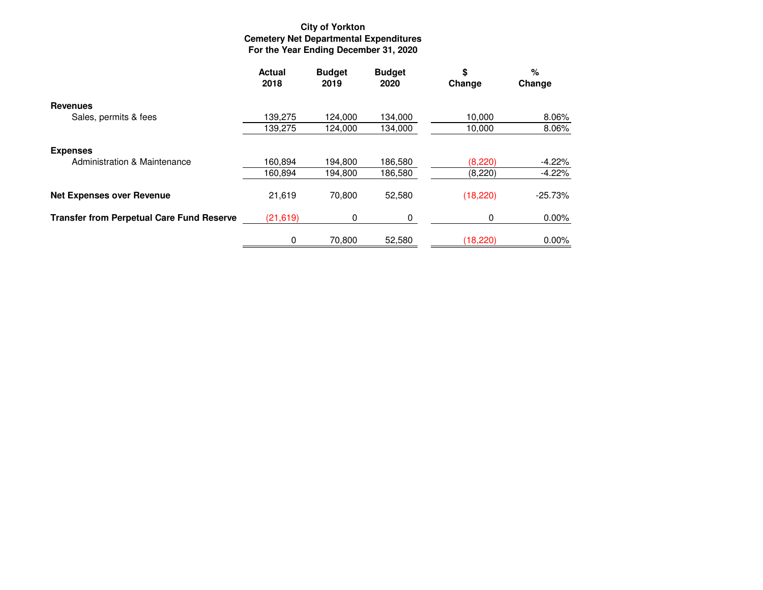# City of Yorkton
## Cemetery Net Departmental Expenditures
### For the Year Ending December 31, 2020

| | Actual 2018 | Budget 2019 | Budget 2020 | $ Change | % Change |
|---|---|---|---|---|---|
| **Revenues** | | | | | |
| Sales, permits & fees | 139,275 | 124,000 | 134,000 | 10,000 | 8.06% |
| | 139,275 | 124,000 | 134,000 | 10,000 | 8.06% |
| **Expenses** | | | | | |
| Administration & Maintenance | 160,894 | 194,800 | 186,580 | (8,220) | -4.22% |
| | 160,894 | 194,800 | 186,580 | (8,220) | -4.22% |
| **Net Expenses over Revenue** | 21,619 | 70,800 | 52,580 | (18,220) | -25.73% |
| **Transfer from Perpetual Care Fund Reserve** | (21,619) | 0 | 0 | 0 | 0.00% |
| | 0 | 70,800 | 52,580 | (18,220) | 0.00% |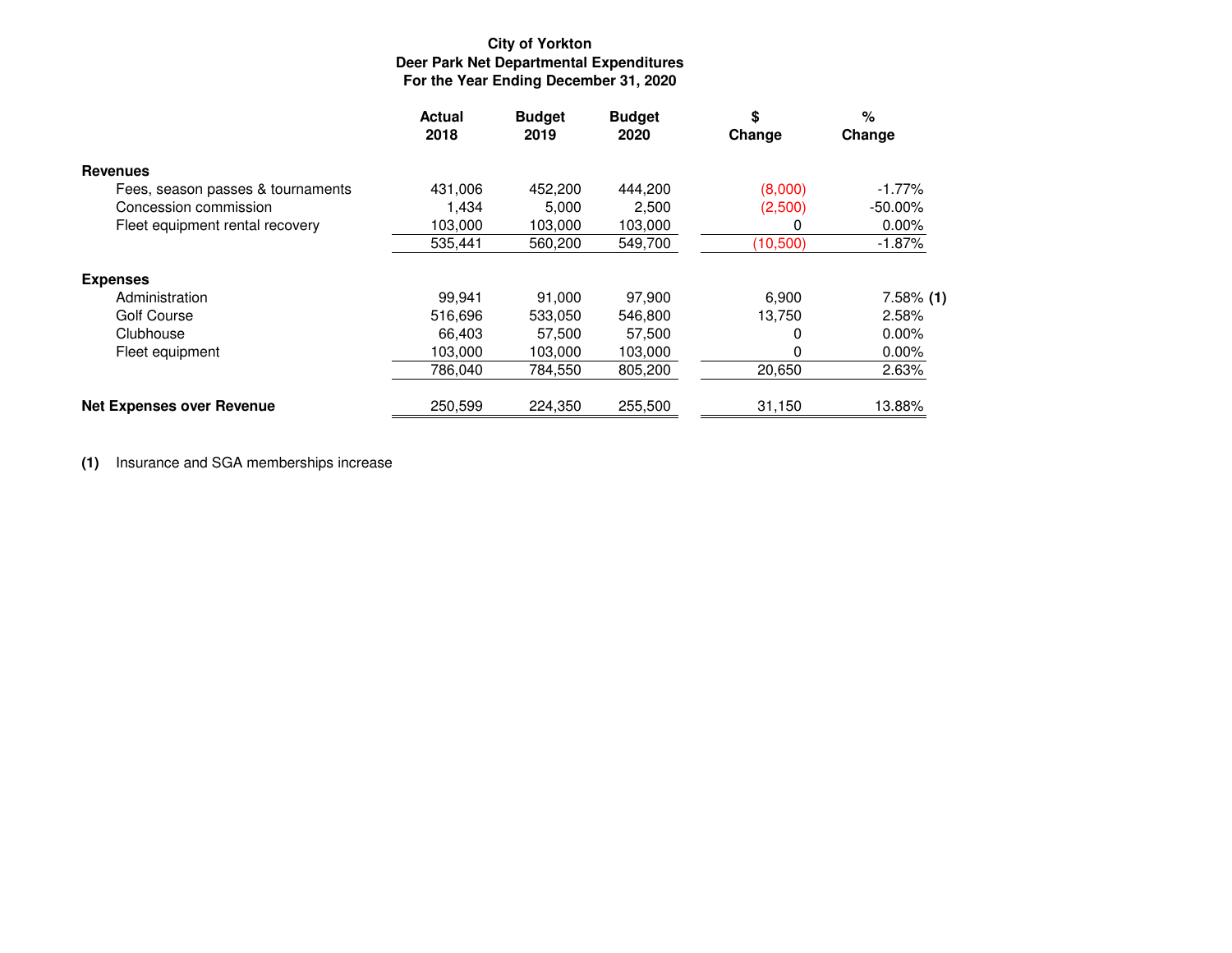**City of Yorkton**
**Deer Park Net Departmental Expenditures**
**For the Year Ending December 31, 2020**

| | Actual 2018 | Budget 2019 | Budget 2020 | $ Change | % Change |
|---|---|---|---|---|---|
| **Revenues** | | | | | |
| Fees, season passes & tournaments | 431,006 | 452,200 | 444,200 | (8,000) | -1.77% |
| Concession commission | 1,434 | 5,000 | 2,500 | (2,500) | -50.00% |
| Fleet equipment rental recovery | 103,000 | 103,000 | 103,000 | 0 | 0.00% |
| | 535,441 | 560,200 | 549,700 | (10,500) | -1.87% |
| **Expenses** | | | | | |
| Administration | 99,941 | 91,000 | 97,900 | 6,900 | 7.58% **(1)** |
| Golf Course | 516,696 | 533,050 | 546,800 | 13,750 | 2.58% |
| Clubhouse | 66,403 | 57,500 | 57,500 | 0 | 0.00% |
| Fleet equipment | 103,000 | 103,000 | 103,000 | 0 | 0.00% |
| | 786,040 | 784,550 | 805,200 | 20,650 | 2.63% |
| **Net Expenses over Revenue** | 250,599 | 224,350 | 255,500 | 31,150 | 13.88% |

**(1)** Insurance and SGA memberships increase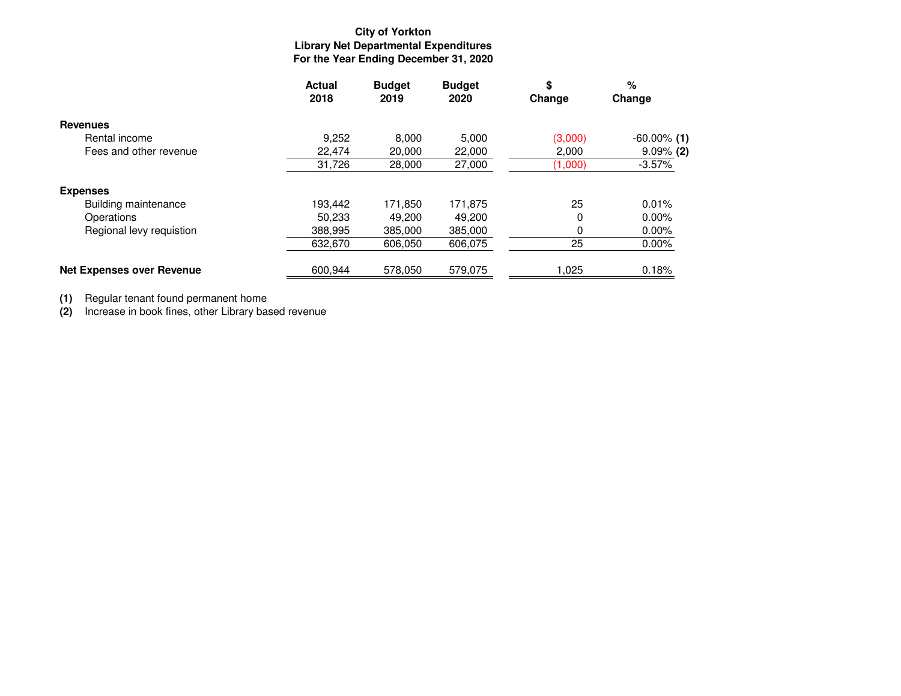**City of Yorkton**
**Library Net Departmental Expenditures**
**For the Year Ending December 31, 2020**

| | Actual 2018 | Budget 2019 | Budget 2020 | $ Change | % Change |
|---|---|---|---|---|---|
| **Revenues** | | | | | |
| Rental income | 9,252 | 8,000 | 5,000 | (3,000) | -60.00% **(1)** |
| Fees and other revenue | 22,474 | 20,000 | 22,000 | 2,000 | 9.09% **(2)** |
| | 31,726 | 28,000 | 27,000 | (1,000) | -3.57% |
| **Expenses** | | | | | |
| Building maintenance | 193,442 | 171,850 | 171,875 | 25 | 0.01% |
| Operations | 50,233 | 49,200 | 49,200 | 0 | 0.00% |
| Regional levy requistion | 388,995 | 385,000 | 385,000 | 0 | 0.00% |
| | 632,670 | 606,050 | 606,075 | 25 | 0.00% |
| **Net Expenses over Revenue** | 600,944 | 578,050 | 579,075 | 1,025 | 0.18% |

**(1)** Regular tenant found permanent home
**(2)** Increase in book fines, other Library based revenue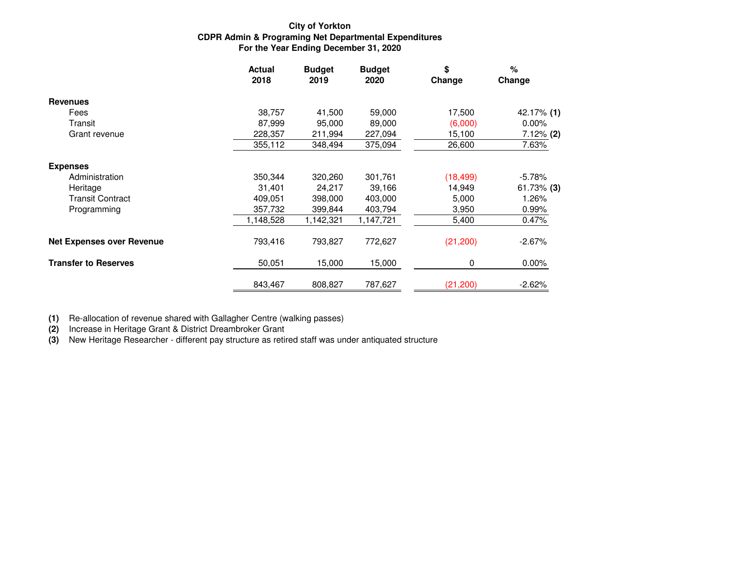**City of Yorkton**
**CDPR Admin & Programing Net Departmental Expenditures**
**For the Year Ending December 31, 2020**

| | Actual 2018 | Budget 2019 | Budget 2020 | $ Change | % Change |
|---|---|---|---|---|---|
| **Revenues** | | | | | |
| Fees | 38,757 | 41,500 | 59,000 | 17,500 | 42.17% **(1)** |
| Transit | 87,999 | 95,000 | 89,000 | (6,000) | 0.00% |
| Grant revenue | 228,357 | 211,994 | 227,094 | 15,100 | 7.12% **(2)** |
| | 355,112 | 348,494 | 375,094 | 26,600 | 7.63% |
| **Expenses** | | | | | |
| Administration | 350,344 | 320,260 | 301,761 | (18,499) | -5.78% |
| Heritage | 31,401 | 24,217 | 39,166 | 14,949 | 61.73% **(3)** |
| Transit Contract | 409,051 | 398,000 | 403,000 | 5,000 | 1.26% |
| Programming | 357,732 | 399,844 | 403,794 | 3,950 | 0.99% |
| | 1,148,528 | 1,142,321 | 1,147,721 | 5,400 | 0.47% |
| **Net Expenses over Revenue** | 793,416 | 793,827 | 772,627 | (21,200) | -2.67% |
| **Transfer to Reserves** | 50,051 | 15,000 | 15,000 | 0 | 0.00% |
| | 843,467 | 808,827 | 787,627 | (21,200) | -2.62% |

**(1)** Re-allocation of revenue shared with Gallagher Centre (walking passes)
**(2)** Increase in Heritage Grant & District Dreambroker Grant
**(3)** New Heritage Researcher - different pay structure as retired staff was under antiquated structure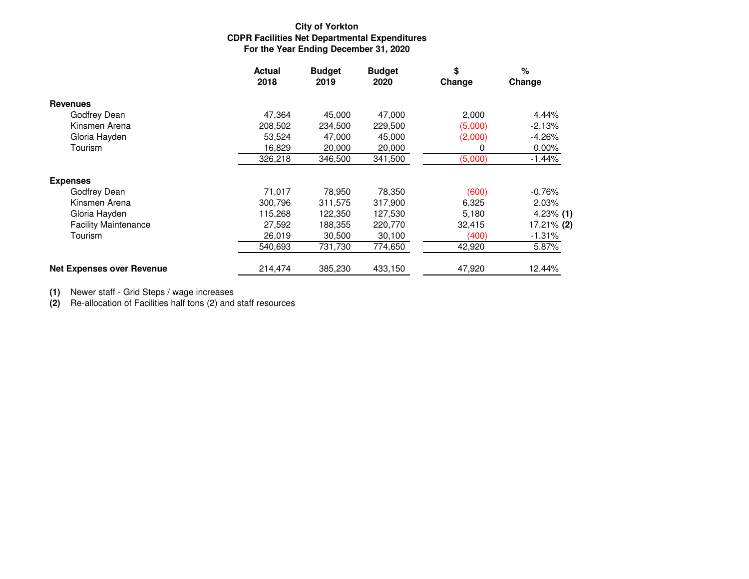**City of Yorkton**
**CDPR Facilities Net Departmental Expenditures**
**For the Year Ending December 31, 2020**

| | Actual 2018 | Budget 2019 | Budget 2020 | $ Change | % Change |
|---|---|---|---|---|---|
| **Revenues** | | | | | |
| Godfrey Dean | 47,364 | 45,000 | 47,000 | 2,000 | 4.44% |
| Kinsmen Arena | 208,502 | 234,500 | 229,500 | (5,000) | -2.13% |
| Gloria Hayden | 53,524 | 47,000 | 45,000 | (2,000) | -4.26% |
| Tourism | 16,829 | 20,000 | 20,000 | 0 | 0.00% |
| | 326,218 | 346,500 | 341,500 | (5,000) | -1.44% |
| **Expenses** | | | | | |
| Godfrey Dean | 71,017 | 78,950 | 78,350 | (600) | -0.76% |
| Kinsmen Arena | 300,796 | 311,575 | 317,900 | 6,325 | 2.03% |
| Gloria Hayden | 115,268 | 122,350 | 127,530 | 5,180 | 4.23% **(1)** |
| Facility Maintenance | 27,592 | 188,355 | 220,770 | 32,415 | 17.21% **(2)** |
| Tourism | 26,019 | 30,500 | 30,100 | (400) | -1.31% |
| | 540,693 | 731,730 | 774,650 | 42,920 | 5.87% |
| **Net Expenses over Revenue** | 214,474 | 385,230 | 433,150 | 47,920 | 12.44% |

**(1)** Newer staff - Grid Steps / wage increases
**(2)** Re-allocation of Facilities half tons (2) and staff resources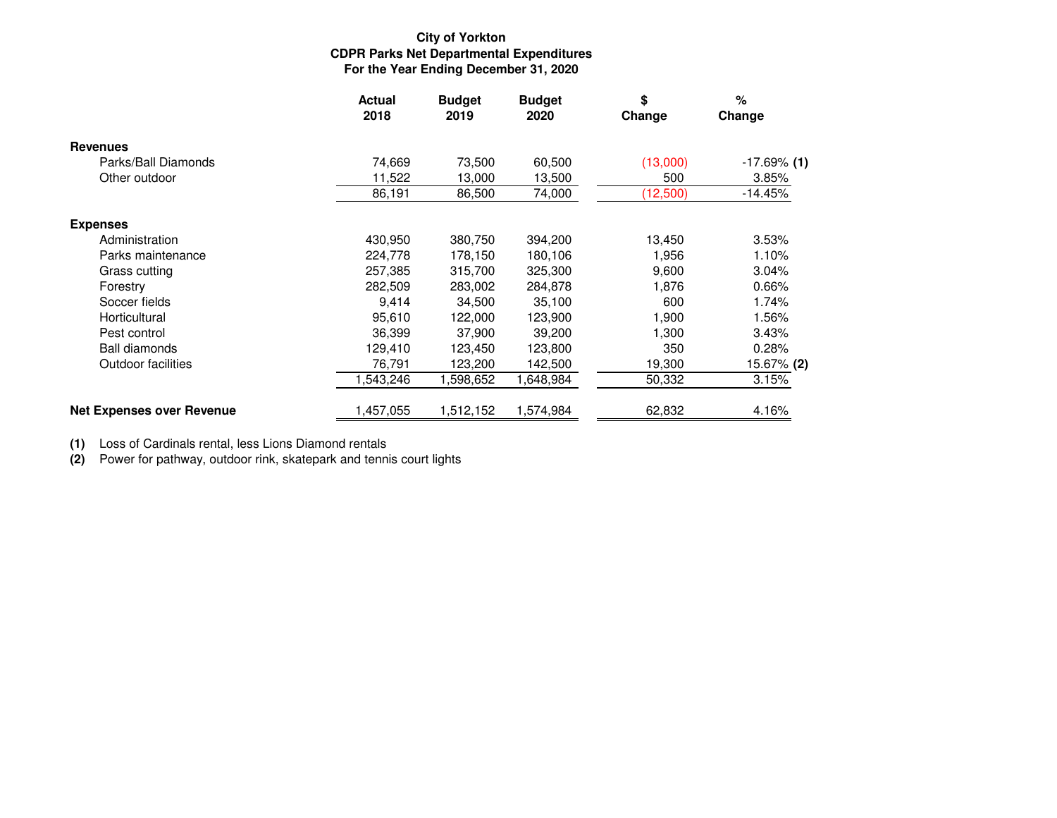**City of Yorkton**
**CDPR Parks Net Departmental Expenditures**
**For the Year Ending December 31, 2020**

| | Actual 2018 | Budget 2019 | Budget 2020 | $ Change | % Change |
|---|---|---|---|---|---|
| **Revenues** | | | | | |
| Parks/Ball Diamonds | 74,669 | 73,500 | 60,500 | (13,000) | -17.69% **(1)** |
| Other outdoor | 11,522 | 13,000 | 13,500 | 500 | 3.85% |
| | 86,191 | 86,500 | 74,000 | (12,500) | -14.45% |
| **Expenses** | | | | | |
| Administration | 430,950 | 380,750 | 394,200 | 13,450 | 3.53% |
| Parks maintenance | 224,778 | 178,150 | 180,106 | 1,956 | 1.10% |
| Grass cutting | 257,385 | 315,700 | 325,300 | 9,600 | 3.04% |
| Forestry | 282,509 | 283,002 | 284,878 | 1,876 | 0.66% |
| Soccer fields | 9,414 | 34,500 | 35,100 | 600 | 1.74% |
| Horticultural | 95,610 | 122,000 | 123,900 | 1,900 | 1.56% |
| Pest control | 36,399 | 37,900 | 39,200 | 1,300 | 3.43% |
| Ball diamonds | 129,410 | 123,450 | 123,800 | 350 | 0.28% |
| Outdoor facilities | 76,791 | 123,200 | 142,500 | 19,300 | 15.67% **(2)** |
| | 1,543,246 | 1,598,652 | 1,648,984 | 50,332 | 3.15% |
| **Net Expenses over Revenue** | 1,457,055 | 1,512,152 | 1,574,984 | 62,832 | 4.16% |

**(1)** Loss of Cardinals rental, less Lions Diamond rentals
**(2)** Power for pathway, outdoor rink, skatepark and tennis court lights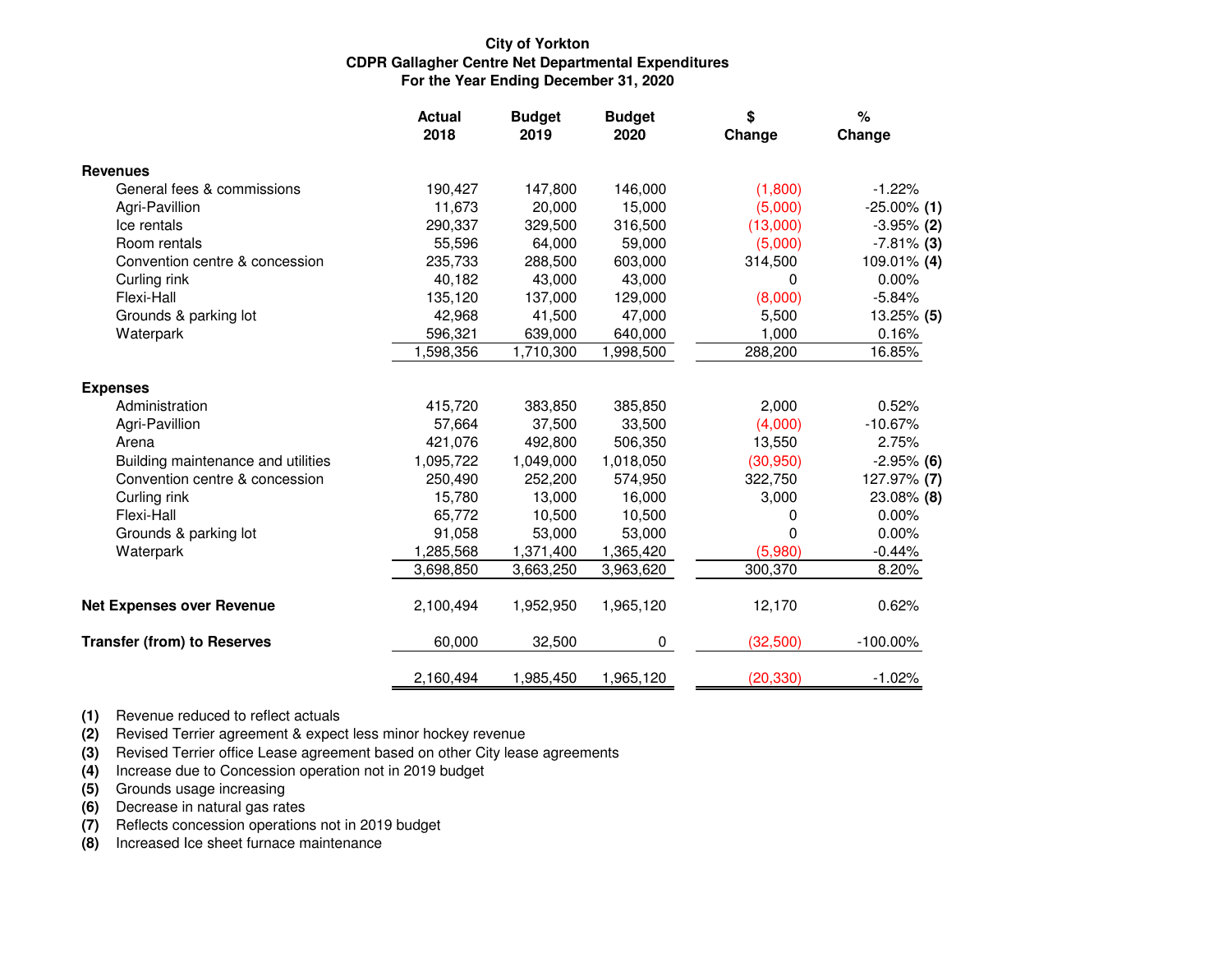**City of Yorkton**
**CDPR Gallagher Centre Net Departmental Expenditures**
**For the Year Ending December 31, 2020**

| | Actual 2018 | Budget 2019 | Budget 2020 | $ Change | % Change |
|---|---|---|---|---|---|
| **Revenues** | | | | | |
| General fees & commissions | 190,427 | 147,800 | 146,000 | (1,800) | -1.22% |
| Agri-Pavillion | 11,673 | 20,000 | 15,000 | (5,000) | -25.00% **(1)** |
| Ice rentals | 290,337 | 329,500 | 316,500 | (13,000) | -3.95% **(2)** |
| Room rentals | 55,596 | 64,000 | 59,000 | (5,000) | -7.81% **(3)** |
| Convention centre & concession | 235,733 | 288,500 | 603,000 | 314,500 | 109.01% **(4)** |
| Curling rink | 40,182 | 43,000 | 43,000 | 0 | 0.00% |
| Flexi-Hall | 135,120 | 137,000 | 129,000 | (8,000) | -5.84% |
| Grounds & parking lot | 42,968 | 41,500 | 47,000 | 5,500 | 13.25% **(5)** |
| Waterpark | 596,321 | 639,000 | 640,000 | 1,000 | 0.16% |
| | 1,598,356 | 1,710,300 | 1,998,500 | 288,200 | 16.85% |
| **Expenses** | | | | | |
| Administration | 415,720 | 383,850 | 385,850 | 2,000 | 0.52% |
| Agri-Pavillion | 57,664 | 37,500 | 33,500 | (4,000) | -10.67% |
| Arena | 421,076 | 492,800 | 506,350 | 13,550 | 2.75% |
| Building maintenance and utilities | 1,095,722 | 1,049,000 | 1,018,050 | (30,950) | -2.95% **(6)** |
| Convention centre & concession | 250,490 | 252,200 | 574,950 | 322,750 | 127.97% **(7)** |
| Curling rink | 15,780 | 13,000 | 16,000 | 3,000 | 23.08% **(8)** |
| Flexi-Hall | 65,772 | 10,500 | 10,500 | 0 | 0.00% |
| Grounds & parking lot | 91,058 | 53,000 | 53,000 | 0 | 0.00% |
| Waterpark | 1,285,568 | 1,371,400 | 1,365,420 | (5,980) | -0.44% |
| | 3,698,850 | 3,663,250 | 3,963,620 | 300,370 | 8.20% |
| **Net Expenses over Revenue** | 2,100,494 | 1,952,950 | 1,965,120 | 12,170 | 0.62% |
| **Transfer (from) to Reserves** | 60,000 | 32,500 | 0 | (32,500) | -100.00% |
| | 2,160,494 | 1,985,450 | 1,965,120 | (20,330) | -1.02% |

**(1)** Revenue reduced to reflect actuals
**(2)** Revised Terrier agreement & expect less minor hockey revenue
**(3)** Revised Terrier office Lease agreement based on other City lease agreements
**(4)** Increase due to Concession operation not in 2019 budget
**(5)** Grounds usage increasing
**(6)** Decrease in natural gas rates
**(7)** Reflects concession operations not in 2019 budget
**(8)** Increased Ice sheet furnace maintenance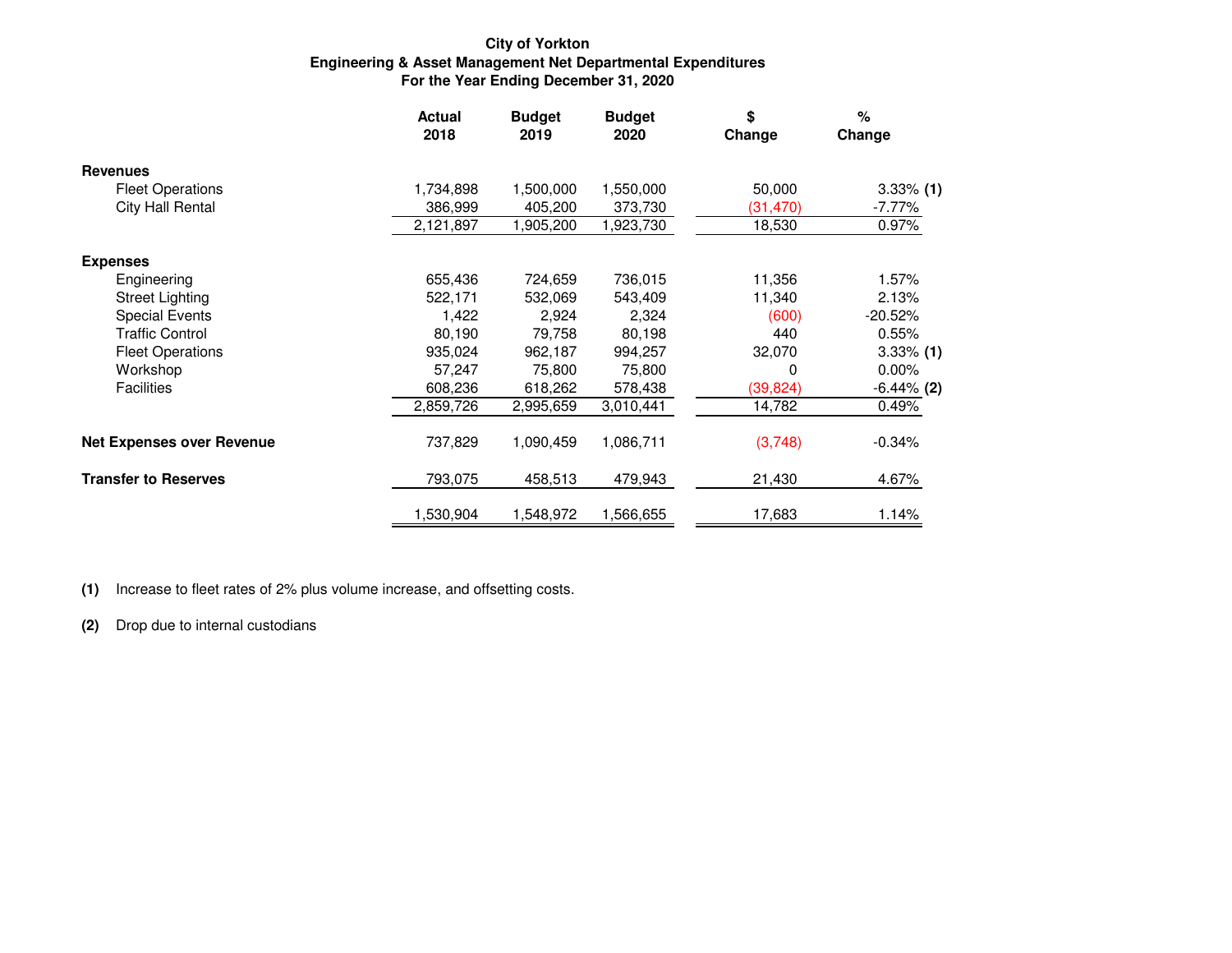**City of Yorkton**
**Engineering & Asset Management Net Departmental Expenditures**
**For the Year Ending December 31, 2020**

| | Actual 2018 | Budget 2019 | Budget 2020 | $ Change | % Change |
|---|---|---|---|---|---|
| **Revenues** | | | | | |
| Fleet Operations | 1,734,898 | 1,500,000 | 1,550,000 | 50,000 | 3.33% **(1)** |
| City Hall Rental | 386,999 | 405,200 | 373,730 | (31,470) | -7.77% |
| | 2,121,897 | 1,905,200 | 1,923,730 | 18,530 | 0.97% |
| **Expenses** | | | | | |
| Engineering | 655,436 | 724,659 | 736,015 | 11,356 | 1.57% |
| Street Lighting | 522,171 | 532,069 | 543,409 | 11,340 | 2.13% |
| Special Events | 1,422 | 2,924 | 2,324 | (600) | -20.52% |
| Traffic Control | 80,190 | 79,758 | 80,198 | 440 | 0.55% |
| Fleet Operations | 935,024 | 962,187 | 994,257 | 32,070 | 3.33% **(1)** |
| Workshop | 57,247 | 75,800 | 75,800 | 0 | 0.00% |
| Facilities | 608,236 | 618,262 | 578,438 | (39,824) | -6.44% **(2)** |
| | 2,859,726 | 2,995,659 | 3,010,441 | 14,782 | 0.49% |
| **Net Expenses over Revenue** | 737,829 | 1,090,459 | 1,086,711 | (3,748) | -0.34% |
| **Transfer to Reserves** | 793,075 | 458,513 | 479,943 | 21,430 | 4.67% |
| | 1,530,904 | 1,548,972 | 1,566,655 | 17,683 | 1.14% |

**(1)** Increase to fleet rates of 2% plus volume increase, and offsetting costs.

**(2)** Drop due to internal custodians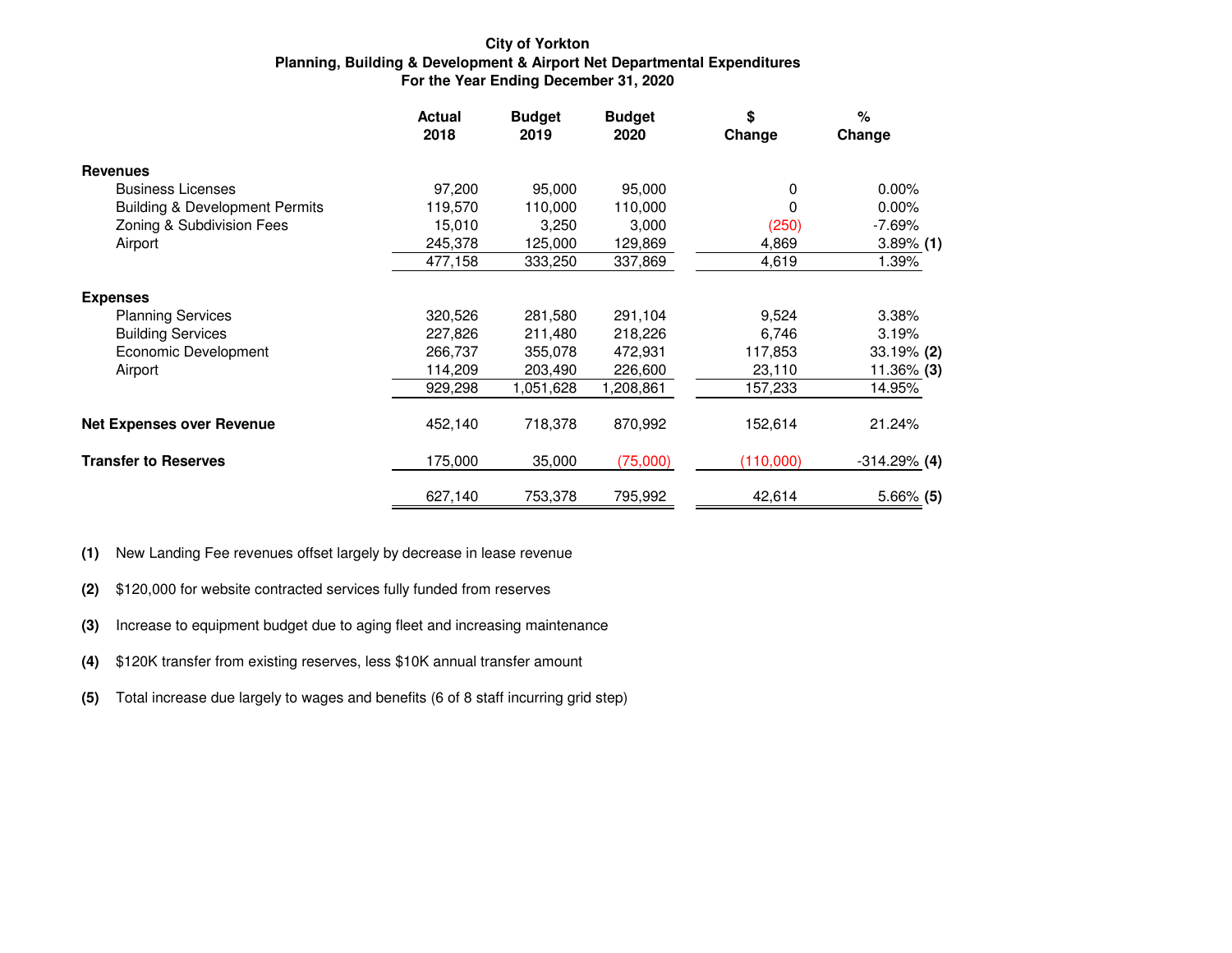**City of Yorkton**
**Planning, Building & Development & Airport Net Departmental Expenditures**
**For the Year Ending December 31, 2020**

| | Actual 2018 | Budget 2019 | Budget 2020 | $ Change | % Change |
|---|---|---|---|---|---|
| **Revenues** | | | | | |
| Business Licenses | 97,200 | 95,000 | 95,000 | 0 | 0.00% |
| Building & Development Permits | 119,570 | 110,000 | 110,000 | 0 | 0.00% |
| Zoning & Subdivision Fees | 15,010 | 3,250 | 3,000 | (250) | -7.69% |
| Airport | 245,378 | 125,000 | 129,869 | 4,869 | 3.89% **(1)** |
| | 477,158 | 333,250 | 337,869 | 4,619 | 1.39% |
| **Expenses** | | | | | |
| Planning Services | 320,526 | 281,580 | 291,104 | 9,524 | 3.38% |
| Building Services | 227,826 | 211,480 | 218,226 | 6,746 | 3.19% |
| Economic Development | 266,737 | 355,078 | 472,931 | 117,853 | 33.19% **(2)** |
| Airport | 114,209 | 203,490 | 226,600 | 23,110 | 11.36% **(3)** |
| | 929,298 | 1,051,628 | 1,208,861 | 157,233 | 14.95% |
| **Net Expenses over Revenue** | 452,140 | 718,378 | 870,992 | 152,614 | 21.24% |
| **Transfer to Reserves** | 175,000 | 35,000 | (75,000) | (110,000) | -314.29% **(4)** |
| | 627,140 | 753,378 | 795,992 | 42,614 | 5.66% **(5)** |

**(1)** New Landing Fee revenues offset largely by decrease in lease revenue

**(2)** $120,000 for website contracted services fully funded from reserves

**(3)** Increase to equipment budget due to aging fleet and increasing maintenance

**(4)** $120K transfer from existing reserves, less $10K annual transfer amount

**(5)** Total increase due largely to wages and benefits (6 of 8 staff incurring grid step)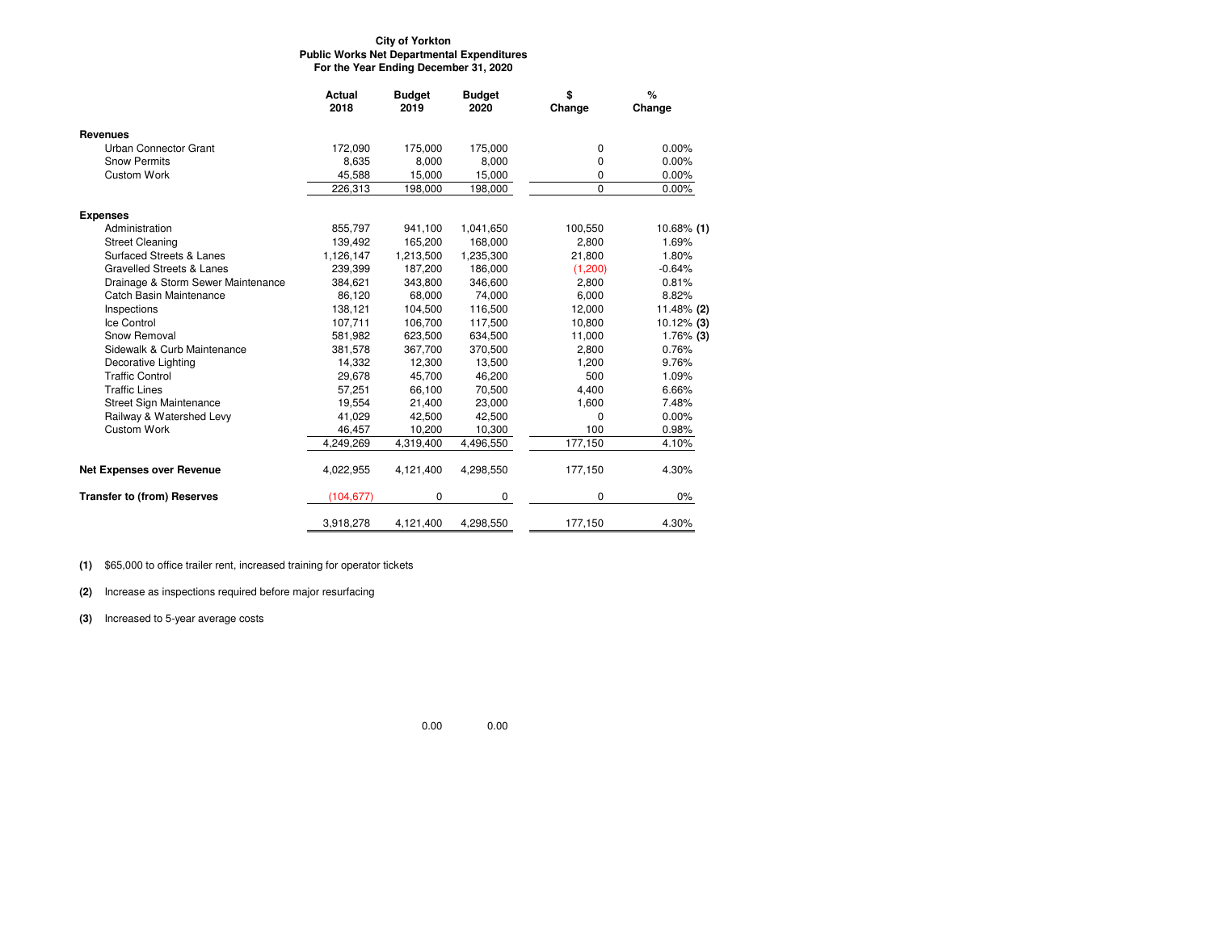**City of Yorkton**
**Public Works Net Departmental Expenditures**
**For the Year Ending December 31, 2020**

| | Actual 2018 | Budget 2019 | Budget 2020 | $ Change | % Change |
|---|---|---|---|---|---|
| **Revenues** | | | | | |
| Urban Connector Grant | 172,090 | 175,000 | 175,000 | 0 | 0.00% |
| Snow Permits | 8,635 | 8,000 | 8,000 | 0 | 0.00% |
| Custom Work | 45,588 | 15,000 | 15,000 | 0 | 0.00% |
| | 226,313 | 198,000 | 198,000 | 0 | 0.00% |
| **Expenses** | | | | | |
| Administration | 855,797 | 941,100 | 1,041,650 | 100,550 | 10.68% **(1)** |
| Street Cleaning | 139,492 | 165,200 | 168,000 | 2,800 | 1.69% |
| Surfaced Streets & Lanes | 1,126,147 | 1,213,500 | 1,235,300 | 21,800 | 1.80% |
| Gravelled Streets & Lanes | 239,399 | 187,200 | 186,000 | (1,200) | -0.64% |
| Drainage & Storm Sewer Maintenance | 384,621 | 343,800 | 346,600 | 2,800 | 0.81% |
| Catch Basin Maintenance | 86,120 | 68,000 | 74,000 | 6,000 | 8.82% |
| Inspections | 138,121 | 104,500 | 116,500 | 12,000 | 11.48% **(2)** |
| Ice Control | 107,711 | 106,700 | 117,500 | 10,800 | 10.12% **(3)** |
| Snow Removal | 581,982 | 623,500 | 634,500 | 11,000 | 1.76% **(3)** |
| Sidewalk & Curb Maintenance | 381,578 | 367,700 | 370,500 | 2,800 | 0.76% |
| Decorative Lighting | 14,332 | 12,300 | 13,500 | 1,200 | 9.76% |
| Traffic Control | 29,678 | 45,700 | 46,200 | 500 | 1.09% |
| Traffic Lines | 57,251 | 66,100 | 70,500 | 4,400 | 6.66% |
| Street Sign Maintenance | 19,554 | 21,400 | 23,000 | 1,600 | 7.48% |
| Railway & Watershed Levy | 41,029 | 42,500 | 42,500 | 0 | 0.00% |
| Custom Work | 46,457 | 10,200 | 10,300 | 100 | 0.98% |
| | 4,249,269 | 4,319,400 | 4,496,550 | 177,150 | 4.10% |
| **Net Expenses over Revenue** | 4,022,955 | 4,121,400 | 4,298,550 | 177,150 | 4.30% |
| **Transfer to (from) Reserves** | (104,677) | 0 | 0 | 0 | 0% |
| | 3,918,278 | 4,121,400 | 4,298,550 | 177,150 | 4.30% |

**(1)** $65,000 to office trailer rent, increased training for operator tickets

**(2)** Increase as inspections required before major resurfacing

**(3)** Increased to 5-year average costs

0.00 0.00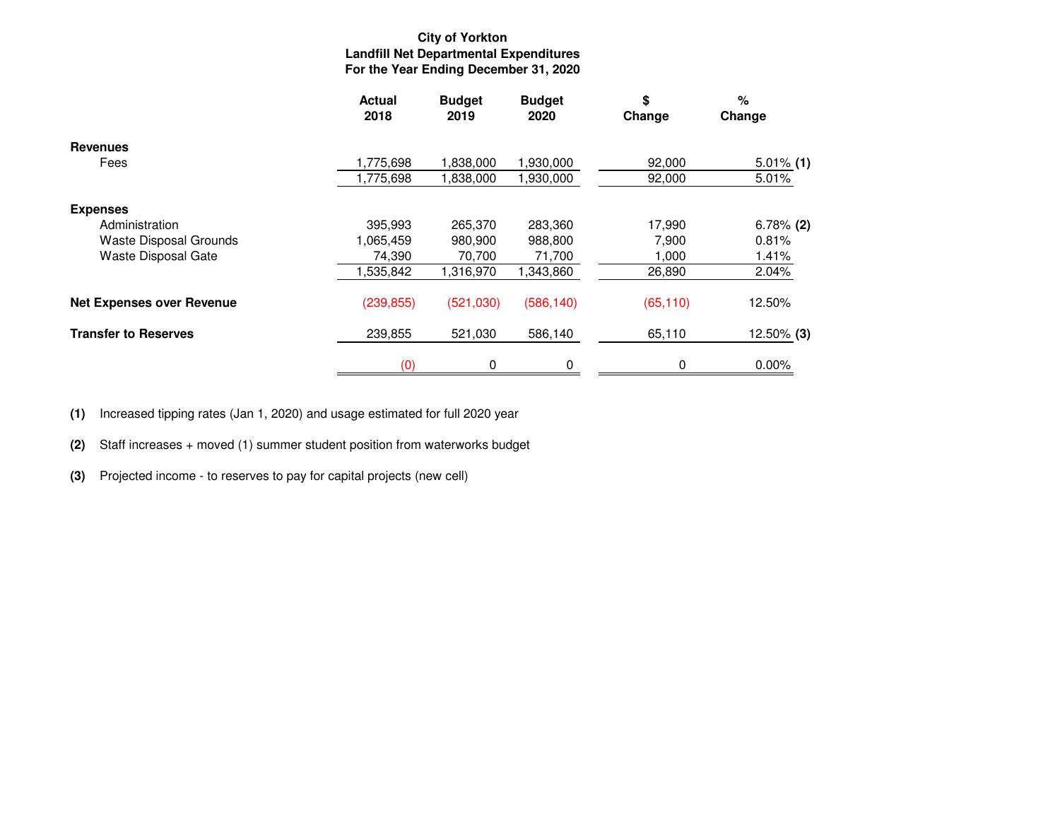**City of Yorkton**
**Landfill Net Departmental Expenditures**
**For the Year Ending December 31, 2020**

| | Actual 2018 | Budget 2019 | Budget 2020 | $ Change | % Change |
|---|---|---|---|---|---|
| **Revenues** | | | | | |
| Fees | 1,775,698 | 1,838,000 | 1,930,000 | 92,000 | 5.01% **(1)** |
| | 1,775,698 | 1,838,000 | 1,930,000 | 92,000 | 5.01% |
| **Expenses** | | | | | |
| Administration | 395,993 | 265,370 | 283,360 | 17,990 | 6.78% **(2)** |
| Waste Disposal Grounds | 1,065,459 | 980,900 | 988,800 | 7,900 | 0.81% |
| Waste Disposal Gate | 74,390 | 70,700 | 71,700 | 1,000 | 1.41% |
| | 1,535,842 | 1,316,970 | 1,343,860 | 26,890 | 2.04% |
| **Net Expenses over Revenue** | (239,855) | (521,030) | (586,140) | (65,110) | 12.50% |
| **Transfer to Reserves** | 239,855 | 521,030 | 586,140 | 65,110 | 12.50% **(3)** |
| | (0) | 0 | 0 | 0 | 0.00% |

**(1)** Increased tipping rates (Jan 1, 2020) and usage estimated for full 2020 year

**(2)** Staff increases + moved (1) summer student position from waterworks budget

**(3)** Projected income - to reserves to pay for capital projects (new cell)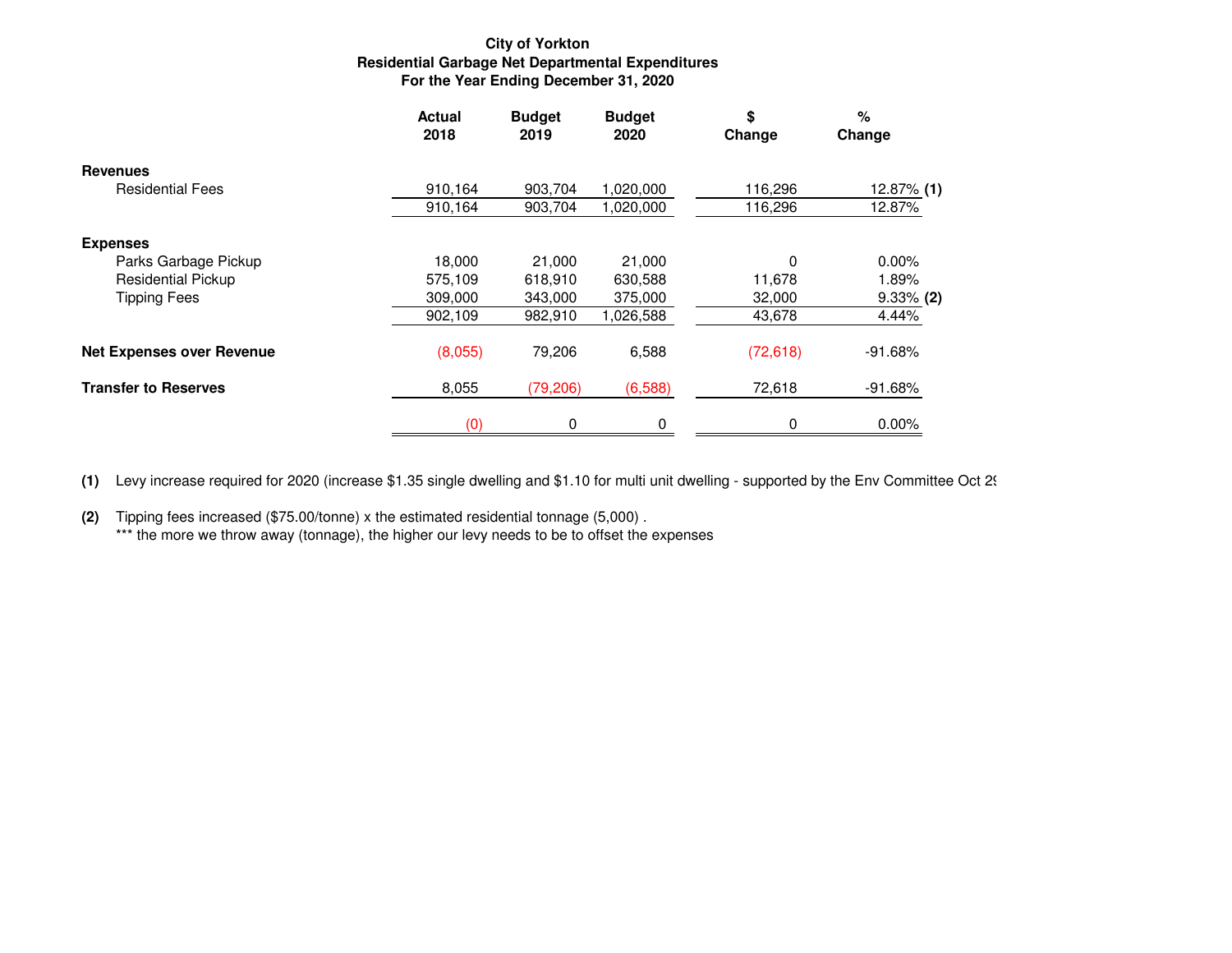**City of Yorkton**
**Residential Garbage Net Departmental Expenditures**
**For the Year Ending December 31, 2020**

| | Actual 2018 | Budget 2019 | Budget 2020 | $ Change | % Change | |
|---|---|---|---|---|---|---|
| **Revenues** | | | | | | |
| Residential Fees | 910,164 | 903,704 | 1,020,000 | 116,296 | 12.87% | **(1)** |
| | 910,164 | 903,704 | 1,020,000 | 116,296 | 12.87% | |
| **Expenses** | | | | | | |
| Parks Garbage Pickup | 18,000 | 21,000 | 21,000 | 0 | 0.00% | |
| Residential Pickup | 575,109 | 618,910 | 630,588 | 11,678 | 1.89% | |
| Tipping Fees | 309,000 | 343,000 | 375,000 | 32,000 | 9.33% | **(2)** |
| | 902,109 | 982,910 | 1,026,588 | 43,678 | 4.44% | |
| **Net Expenses over Revenue** | (8,055) | 79,206 | 6,588 | (72,618) | -91.68% | |
| **Transfer to Reserves** | 8,055 | (79,206) | (6,588) | 72,618 | -91.68% | |
| | (0) | 0 | 0 | 0 | 0.00% | |

**(1)** Levy increase required for 2020 (increase $1.35 single dwelling and $1.10 for multi unit dwelling - supported by the Env Committee Oct 2

**(2)** Tipping fees increased ($75.00/tonne) x the estimated residential tonnage (5,000) .
*** the more we throw away (tonnage), the higher our levy needs to be to offset the expenses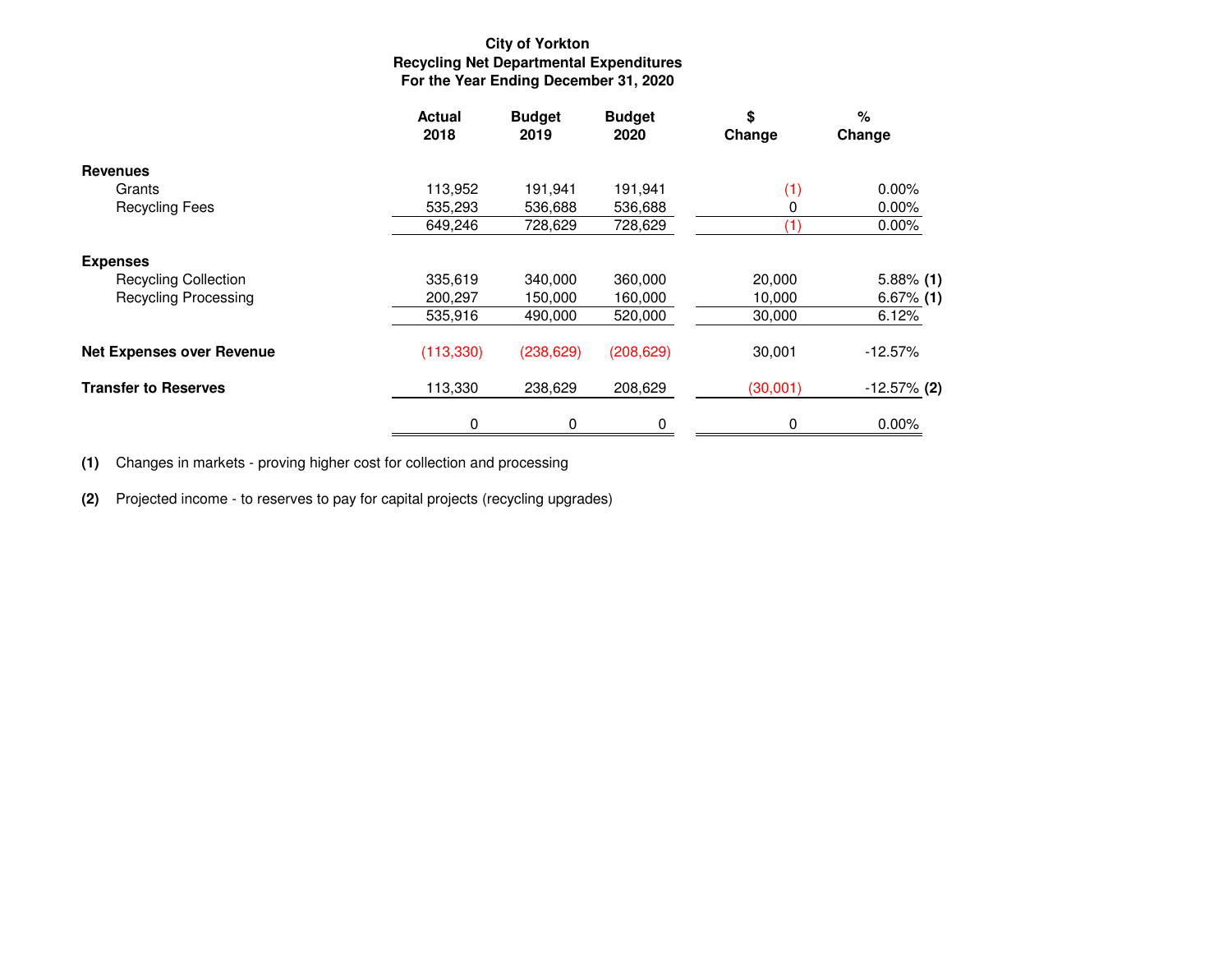# City of Yorkton
## Recycling Net Departmental Expenditures
### For the Year Ending December 31, 2020

| | Actual 2018 | Budget 2019 | Budget 2020 | $ Change | % Change |
|---|---|---|---|---|---|
| **Revenues** | | | | | |
| Grants | 113,952 | 191,941 | 191,941 | (1) | 0.00% |
| Recycling Fees | 535,293 | 536,688 | 536,688 | 0 | 0.00% |
| | 649,246 | 728,629 | 728,629 | (1) | 0.00% |
| **Expenses** | | | | | |
| Recycling Collection | 335,619 | 340,000 | 360,000 | 20,000 | 5.88% **(1)** |
| Recycling Processing | 200,297 | 150,000 | 160,000 | 10,000 | 6.67% **(1)** |
| | 535,916 | 490,000 | 520,000 | 30,000 | 6.12% |
| **Net Expenses over Revenue** | (113,330) | (238,629) | (208,629) | 30,001 | -12.57% |
| **Transfer to Reserves** | 113,330 | 238,629 | 208,629 | (30,001) | -12.57% **(2)** |
| | 0 | 0 | 0 | 0 | 0.00% |

**(1)** Changes in markets - proving higher cost for collection and processing

**(2)** Projected income - to reserves to pay for capital projects (recycling upgrades)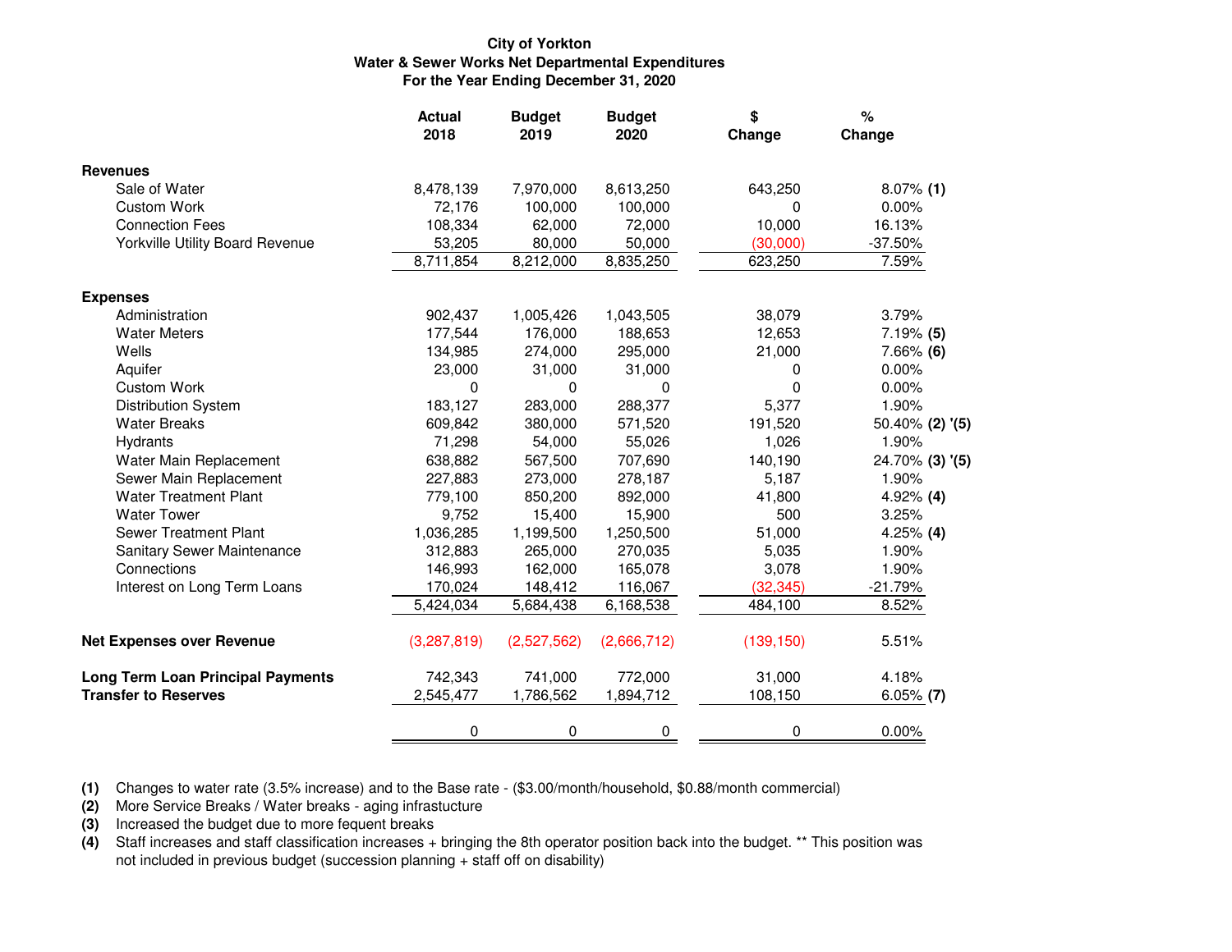**City of Yorkton**
**Water & Sewer Works Net Departmental Expenditures**
**For the Year Ending December 31, 2020**

| | Actual 2018 | Budget 2019 | Budget 2020 | $ Change | % Change |
|---|---|---|---|---|---|
| **Revenues** | | | | | |
| Sale of Water | 8,478,139 | 7,970,000 | 8,613,250 | 643,250 | 8.07% **(1)** |
| Custom Work | 72,176 | 100,000 | 100,000 | 0 | 0.00% |
| Connection Fees | 108,334 | 62,000 | 72,000 | 10,000 | 16.13% |
| Yorkville Utility Board Revenue | 53,205 | 80,000 | 50,000 | (30,000) | -37.50% |
| | 8,711,854 | 8,212,000 | 8,835,250 | 623,250 | 7.59% |
| **Expenses** | | | | | |
| Administration | 902,437 | 1,005,426 | 1,043,505 | 38,079 | 3.79% |
| Water Meters | 177,544 | 176,000 | 188,653 | 12,653 | 7.19% **(5)** |
| Wells | 134,985 | 274,000 | 295,000 | 21,000 | 7.66% **(6)** |
| Aquifer | 23,000 | 31,000 | 31,000 | 0 | 0.00% |
| Custom Work | 0 | 0 | 0 | 0 | 0.00% |
| Distribution System | 183,127 | 283,000 | 288,377 | 5,377 | 1.90% |
| Water Breaks | 609,842 | 380,000 | 571,520 | 191,520 | 50.40% **(2) '(5)** |
| Hydrants | 71,298 | 54,000 | 55,026 | 1,026 | 1.90% |
| Water Main Replacement | 638,882 | 567,500 | 707,690 | 140,190 | 24.70% **(3) '(5)** |
| Sewer Main Replacement | 227,883 | 273,000 | 278,187 | 5,187 | 1.90% |
| Water Treatment Plant | 779,100 | 850,200 | 892,000 | 41,800 | 4.92% **(4)** |
| Water Tower | 9,752 | 15,400 | 15,900 | 500 | 3.25% |
| Sewer Treatment Plant | 1,036,285 | 1,199,500 | 1,250,500 | 51,000 | 4.25% **(4)** |
| Sanitary Sewer Maintenance | 312,883 | 265,000 | 270,035 | 5,035 | 1.90% |
| Connections | 146,993 | 162,000 | 165,078 | 3,078 | 1.90% |
| Interest on Long Term Loans | 170,024 | 148,412 | 116,067 | (32,345) | -21.79% |
| | 5,424,034 | 5,684,438 | 6,168,538 | 484,100 | 8.52% |
| **Net Expenses over Revenue** | (3,287,819) | (2,527,562) | (2,666,712) | (139,150) | 5.51% |
| **Long Term Loan Principal Payments** | 742,343 | 741,000 | 772,000 | 31,000 | 4.18% |
| **Transfer to Reserves** | 2,545,477 | 1,786,562 | 1,894,712 | 108,150 | 6.05% **(7)** |
| | 0 | 0 | 0 | 0 | 0.00% |

**(1)** Changes to water rate (3.5% increase) and to the Base rate - ($3.00/month/household, $0.88/month commercial)
**(2)** More Service Breaks / Water breaks - aging infrastucture
**(3)** Increased the budget due to more fequent breaks
**(4)** Staff increases and staff classification increases + bringing the 8th operator position back into the budget. ** This position was not included in previous budget (succession planning + staff off on disability)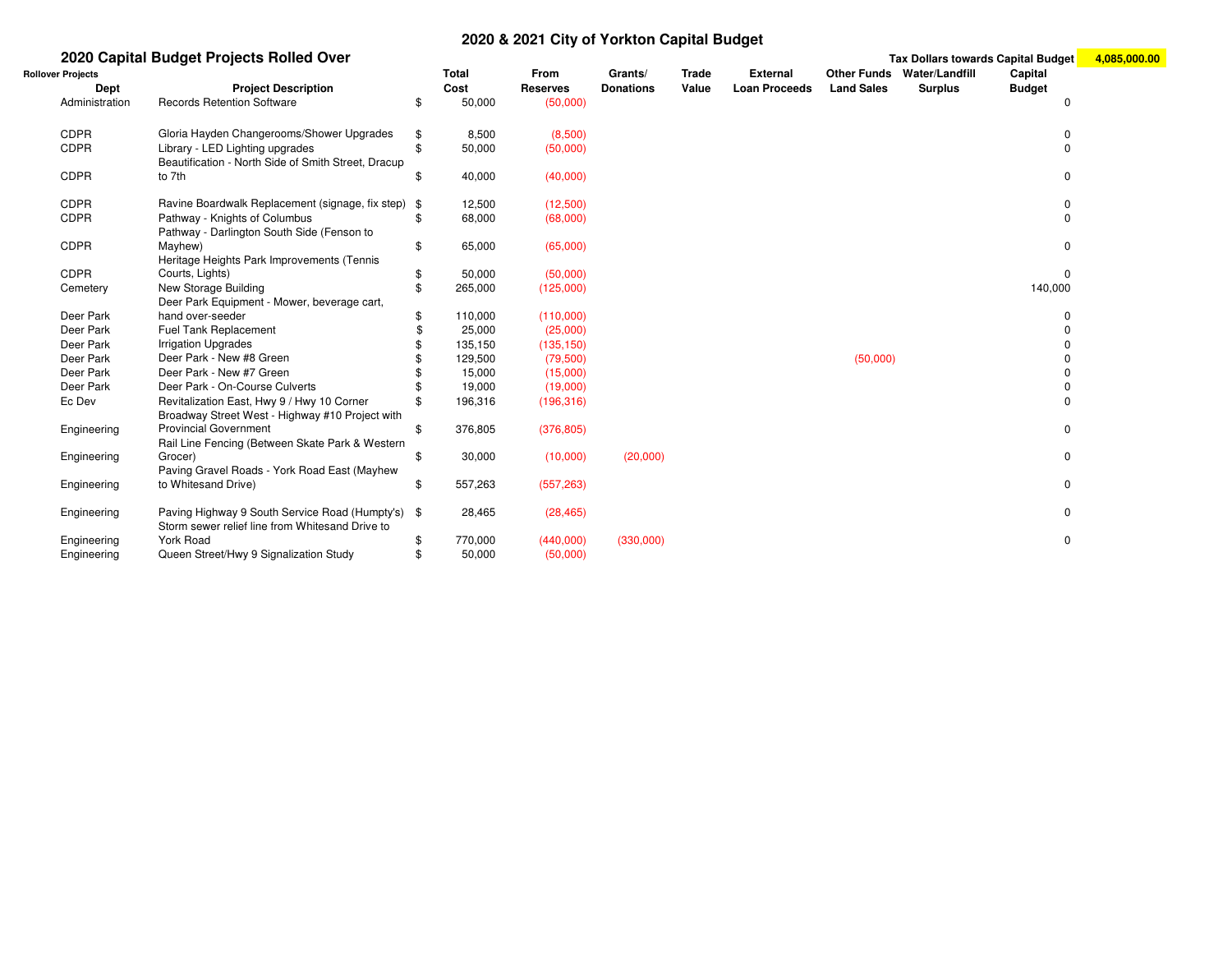# 2020 & 2021 City of Yorkton Capital Budget

## 2020 Capital Budget Projects Rolled Over

**Tax Dollars towards Capital Budget** **4,085,000.00**

**Rollover Projects**

| Dept | Project Description | | Total Cost | From Reserves | Grants/ Donations | Trade Value | External Loan Proceeds | Other Funds Land Sales | Water/Landfill Surplus | Capital Budget |
|---|---|---|---|---|---|---|---|---|---|---|
| Administration | Records Retention Software | $ | 50,000 | (50,000) | | | | | | 0 |
| CDPR | Gloria Hayden Changerooms/Shower Upgrades | $ | 8,500 | (8,500) | | | | | | 0 |
| CDPR | Library - LED Lighting upgrades | $ | 50,000 | (50,000) | | | | | | 0 |
| CDPR | Beautification - North Side of Smith Street, Dracup to 7th | $ | 40,000 | (40,000) | | | | | | 0 |
| CDPR | Ravine Boardwalk Replacement (signage, fix step) | $ | 12,500 | (12,500) | | | | | | 0 |
| CDPR | Pathway - Knights of Columbus | $ | 68,000 | (68,000) | | | | | | 0 |
| CDPR | Pathway - Darlington South Side (Fenson to Mayhew) | $ | 65,000 | (65,000) | | | | | | 0 |
| CDPR | Heritage Heights Park Improvements (Tennis Courts, Lights) | $ | 50,000 | (50,000) | | | | | | 0 |
| Cemetery | New Storage Building | $ | 265,000 | (125,000) | | | | | | 140,000 |
| Deer Park | Deer Park Equipment - Mower, beverage cart, hand over-seeder | $ | 110,000 | (110,000) | | | | | | 0 |
| Deer Park | Fuel Tank Replacement | $ | 25,000 | (25,000) | | | | | | 0 |
| Deer Park | Irrigation Upgrades | $ | 135,150 | (135,150) | | | | | | 0 |
| Deer Park | Deer Park - New #8 Green | $ | 129,500 | (79,500) | | | | (50,000) | | 0 |
| Deer Park | Deer Park - New #7 Green | $ | 15,000 | (15,000) | | | | | | 0 |
| Deer Park | Deer Park - On-Course Culverts | $ | 19,000 | (19,000) | | | | | | 0 |
| Ec Dev | Revitalization East, Hwy 9 / Hwy 10 Corner | $ | 196,316 | (196,316) | | | | | | 0 |
| Engineering | Broadway Street West - Highway #10 Project with Provincial Government | $ | 376,805 | (376,805) | | | | | | 0 |
| Engineering | Rail Line Fencing (Between Skate Park & Western Grocer) | $ | 30,000 | (10,000) | (20,000) | | | | | 0 |
| Engineering | Paving Gravel Roads - York Road East (Mayhew to Whitesand Drive) | $ | 557,263 | (557,263) | | | | | | 0 |
| Engineering | Paving Highway 9 South Service Road (Humpty's) | $ | 28,465 | (28,465) | | | | | | 0 |
| Engineering | Storm sewer relief line from Whitesand Drive to York Road | $ | 770,000 | (440,000) | (330,000) | | | | | 0 |
| Engineering | Queen Street/Hwy 9 Signalization Study | $ | 50,000 | (50,000) | | | | | | |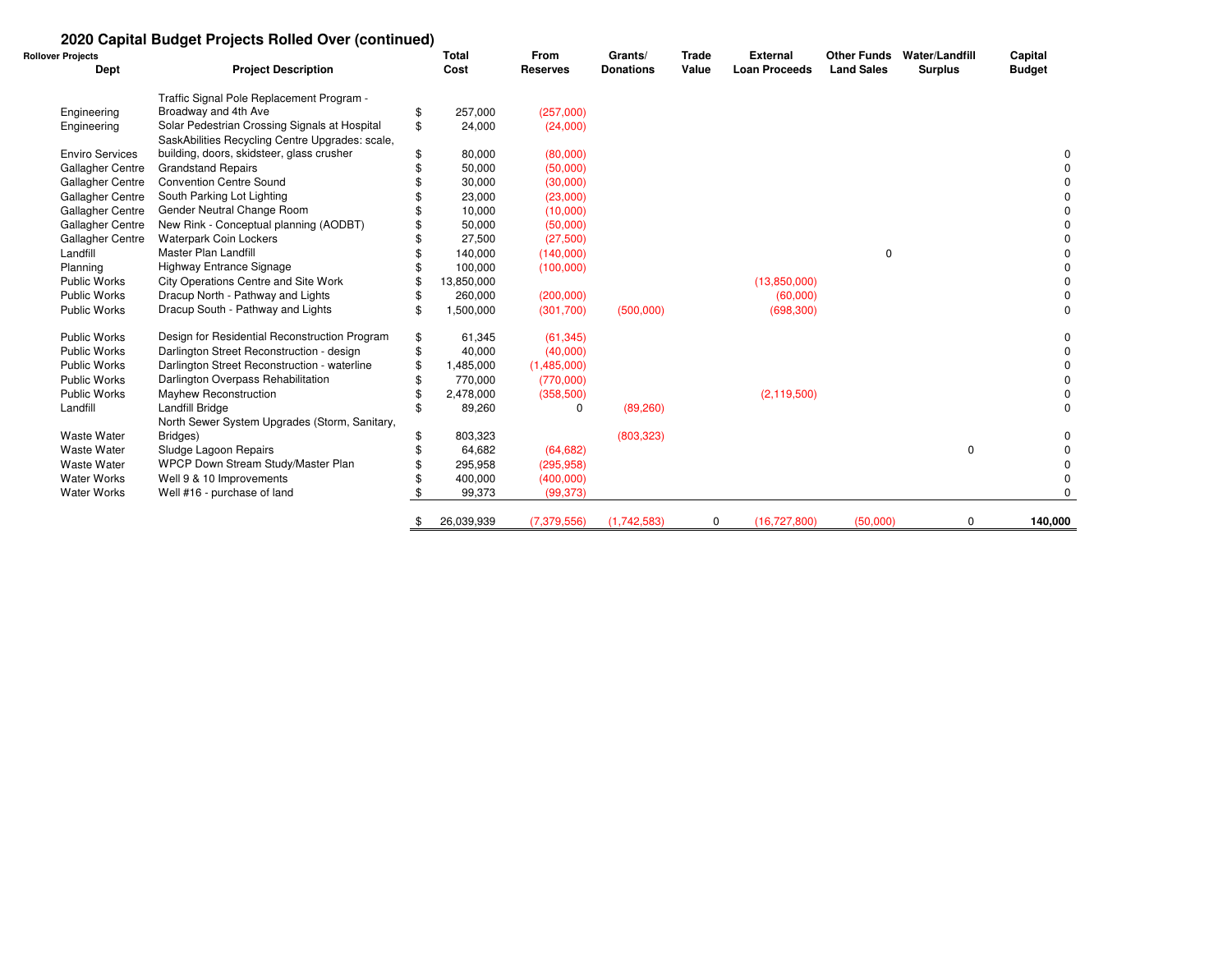## 2020 Capital Budget Projects Rolled Over (continued)

| Rollover Projects Dept | Project Description | Total Cost | From Reserves | Grants/ Donations | Trade Value | External Loan Proceeds | Other Funds Land Sales | Water/Landfill Surplus | Capital Budget |
|---|---|---|---|---|---|---|---|---|---|
| Engineering | Traffic Signal Pole Replacement Program - Broadway and 4th Ave | $ 257,000 | (257,000) | | | | | | |
| Engineering | Solar Pedestrian Crossing Signals at Hospital | $ 24,000 | (24,000) | | | | | | |
| Enviro Services | SaskAbilities Recycling Centre Upgrades: scale, building, doors, skidsteer, glass crusher | $ 80,000 | (80,000) | | | | | | 0 |
| Gallagher Centre | Grandstand Repairs | $ 50,000 | (50,000) | | | | | | 0 |
| Gallagher Centre | Convention Centre Sound | $ 30,000 | (30,000) | | | | | | 0 |
| Gallagher Centre | South Parking Lot Lighting | $ 23,000 | (23,000) | | | | | | 0 |
| Gallagher Centre | Gender Neutral Change Room | $ 10,000 | (10,000) | | | | | | 0 |
| Gallagher Centre | New Rink - Conceptual planning (AODBT) | $ 50,000 | (50,000) | | | | | | 0 |
| Gallagher Centre | Waterpark Coin Lockers | $ 27,500 | (27,500) | | | | | | 0 |
| Landfill | Master Plan Landfill | $ 140,000 | (140,000) | | | | 0 | | 0 |
| Planning | Highway Entrance Signage | $ 100,000 | (100,000) | | | | | | 0 |
| Public Works | City Operations Centre and Site Work | $ 13,850,000 | | | | (13,850,000) | | | 0 |
| Public Works | Dracup North - Pathway and Lights | $ 260,000 | (200,000) | | | (60,000) | | | 0 |
| Public Works | Dracup South - Pathway and Lights | $ 1,500,000 | (301,700) | (500,000) | | (698,300) | | | 0 |
| Public Works | Design for Residential Reconstruction Program | $ 61,345 | (61,345) | | | | | | 0 |
| Public Works | Darlington Street Reconstruction - design | $ 40,000 | (40,000) | | | | | | 0 |
| Public Works | Darlington Street Reconstruction - waterline | $ 1,485,000 | (1,485,000) | | | | | | 0 |
| Public Works | Darlington Overpass Rehabilitation | $ 770,000 | (770,000) | | | | | | 0 |
| Public Works | Mayhew Reconstruction | $ 2,478,000 | (358,500) | | | (2,119,500) | | | 0 |
| Landfill | Landfill Bridge | $ 89,260 | 0 | (89,260) | | | | | 0 |
| Waste Water | North Sewer System Upgrades (Storm, Sanitary, Bridges) | $ 803,323 | | (803,323) | | | | | 0 |
| Waste Water | Sludge Lagoon Repairs | $ 64,682 | (64,682) | | | | | 0 | 0 |
| Waste Water | WPCP Down Stream Study/Master Plan | $ 295,958 | (295,958) | | | | | | 0 |
| Water Works | Well 9 & 10 Improvements | $ 400,000 | (400,000) | | | | | | 0 |
| Water Works | Well #16 - purchase of land | $ 99,373 | (99,373) | | | | | | 0 |
| | | $ 26,039,939 | (7,379,556) | (1,742,583) | 0 | (16,727,800) | (50,000) | 0 | **140,000** |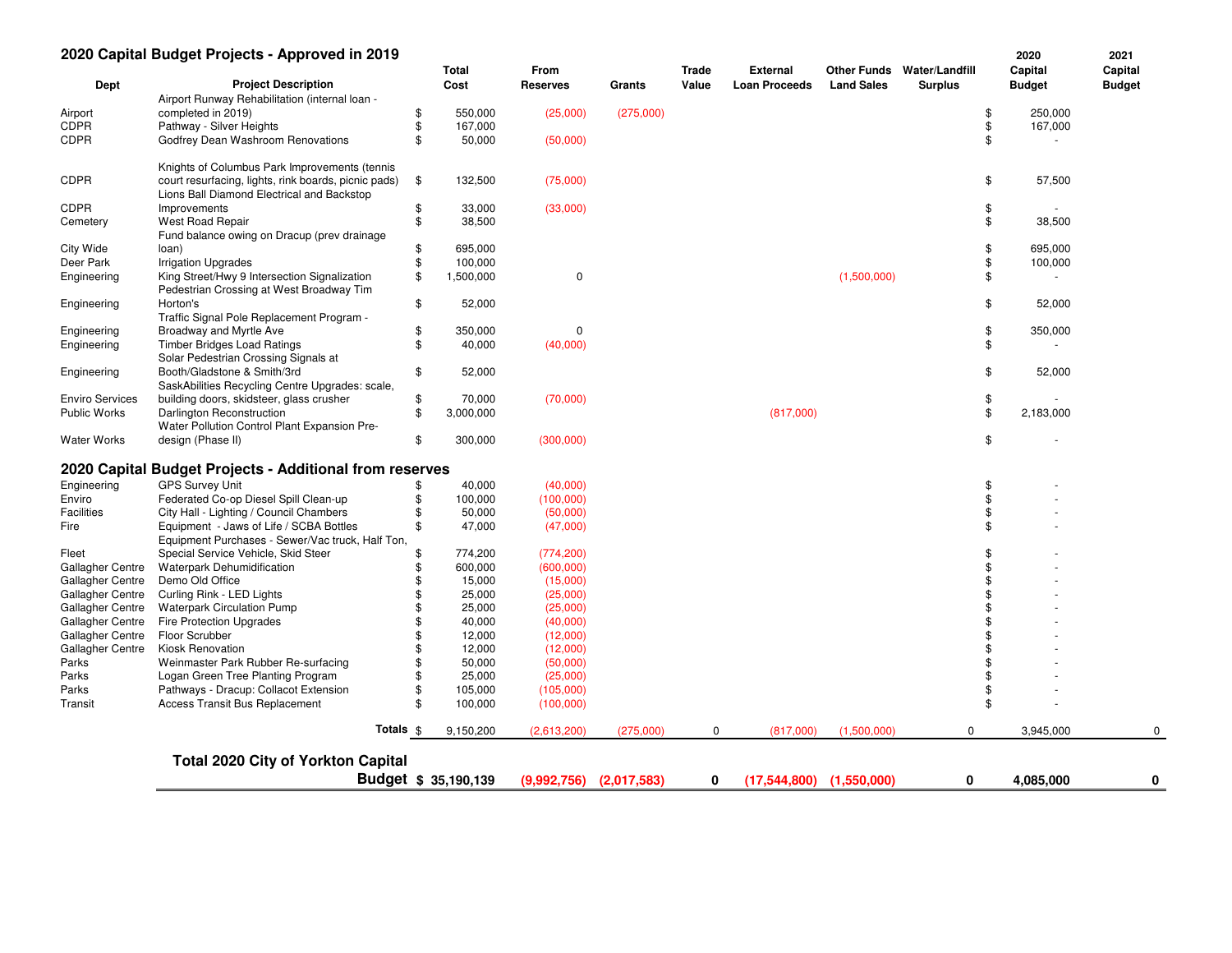## 2020 Capital Budget Projects - Approved in 2019

| Dept | Project Description | Total Cost | From Reserves | Grants | Trade Value | External Loan Proceeds | Other Funds Land Sales | Water/Landfill Surplus | 2020 Capital Budget | 2021 Capital Budget |
|---|---|---|---|---|---|---|---|---|---|---|
| Airport | Airport Runway Rehabilitation (internal loan - completed in 2019) | $ 550,000 | (25,000) | (275,000) | | | | | $ 250,000 | |
| CDPR | Pathway - Silver Heights | $ 167,000 | | | | | | | $ 167,000 | |
| CDPR | Godfrey Dean Washroom Renovations | $ 50,000 | (50,000) | | | | | | $ - | |
| CDPR | Knights of Columbus Park Improvements (tennis court resurfacing, lights, rink boards, picnic pads) | $ 132,500 | (75,000) | | | | | | $ 57,500 | |
| CDPR | Lions Ball Diamond Electrical and Backstop Improvements | $ 33,000 | (33,000) | | | | | | $ - | |
| Cemetery | West Road Repair | $ 38,500 | | | | | | | $ 38,500 | |
| City Wide | Fund balance owing on Dracup (prev drainage loan) | $ 695,000 | | | | | | | $ 695,000 | |
| Deer Park | Irrigation Upgrades | $ 100,000 | | | | | | | $ 100,000 | |
| Engineering | King Street/Hwy 9 Intersection Signalization | $ 1,500,000 | 0 | | | | (1,500,000) | | $ - | |
| Engineering | Pedestrian Crossing at West Broadway Tim Horton's | $ 52,000 | | | | | | | $ 52,000 | |
| Engineering | Traffic Signal Pole Replacement Program - Broadway and Myrtle Ave | $ 350,000 | 0 | | | | | | $ 350,000 | |
| Engineering | Timber Bridges Load Ratings | $ 40,000 | (40,000) | | | | | | $ - | |
| Engineering | Solar Pedestrian Crossing Signals at Booth/Gladstone & Smith/3rd | $ 52,000 | | | | | | | $ 52,000 | |
| Enviro Services | SaskAbilities Recycling Centre Upgrades: scale, building doors, skidsteer, glass crusher | $ 70,000 | (70,000) | | | | | | $ - | |
| Public Works | Darlington Reconstruction | $ 3,000,000 | | | | (817,000) | | | $ 2,183,000 | |
| Water Works | Water Pollution Control Plant Expansion Pre-design (Phase II) | $ 300,000 | (300,000) | | | | | | $ - | |
| **2020 Capital Budget Projects - Additional from reserves** | | | | | | | | | | |
| Engineering | GPS Survey Unit | $ 40,000 | (40,000) | | | | | | $ - | |
| Enviro | Federated Co-op Diesel Spill Clean-up | $ 100,000 | (100,000) | | | | | | $ - | |
| Facilities | City Hall - Lighting / Council Chambers | $ 50,000 | (50,000) | | | | | | $ - | |
| Fire | Equipment - Jaws of Life / SCBA Bottles | $ 47,000 | (47,000) | | | | | | $ - | |
| Fleet | Equipment Purchases - Sewer/Vac truck, Half Ton, Special Service Vehicle, Skid Steer | $ 774,200 | (774,200) | | | | | | $ - | |
| Gallagher Centre | Waterpark Dehumidification | $ 600,000 | (600,000) | | | | | | $ - | |
| Gallagher Centre | Demo Old Office | $ 15,000 | (15,000) | | | | | | $ - | |
| Gallagher Centre | Curling Rink - LED Lights | $ 25,000 | (25,000) | | | | | | $ - | |
| Gallagher Centre | Waterpark Circulation Pump | $ 25,000 | (25,000) | | | | | | $ - | |
| Gallagher Centre | Fire Protection Upgrades | $ 40,000 | (40,000) | | | | | | $ - | |
| Gallagher Centre | Floor Scrubber | $ 12,000 | (12,000) | | | | | | $ - | |
| Gallagher Centre | Kiosk Renovation | $ 12,000 | (12,000) | | | | | | $ - | |
| Parks | Weinmaster Park Rubber Re-surfacing | $ 50,000 | (50,000) | | | | | | $ - | |
| Parks | Logan Green Tree Planting Program | $ 25,000 | (25,000) | | | | | | $ - | |
| Parks | Pathways - Dracup: Collacot Extension | $ 105,000 | (105,000) | | | | | | $ - | |
| Transit | Access Transit Bus Replacement | $ 100,000 | (100,000) | | | | | | $ - | |
| | **Totals** | $ 9,150,200 | (2,613,200) | (275,000) | 0 | (817,000) | (1,500,000) | 0 | 3,945,000 | 0 |
| | **Total 2020 City of Yorkton Capital Budget** | **$ 35,190,139** | **(9,992,756)** | **(2,017,583)** | **0** | **(17,544,800)** | **(1,550,000)** | **0** | **4,085,000** | **0** |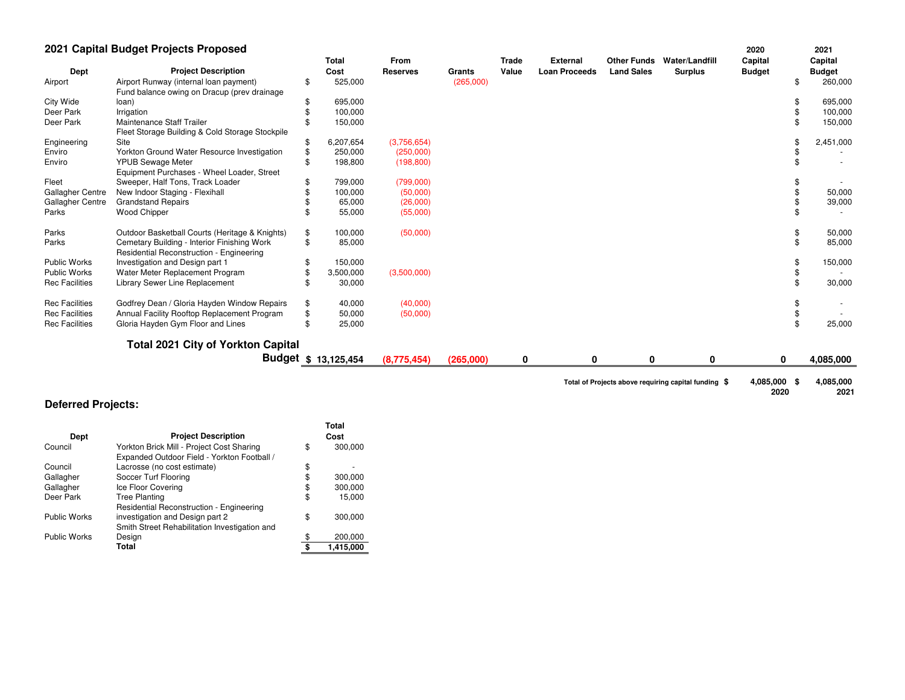## 2021 Capital Budget Projects Proposed

| Dept | Project Description | Total Cost | From Reserves | Grants | Trade Value | External Loan Proceeds | Other Funds Land Sales | Water/Landfill Surplus | 2020 Capital Budget | 2021 Capital Budget |
|---|---|---|---|---|---|---|---|---|---|---|
| Airport | Airport Runway (internal loan payment) | $ 525,000 | | (265,000) | | | | | | $ 260,000 |
| City Wide | Fund balance owing on Dracup (prev drainage loan) | $ 695,000 | | | | | | | | $ 695,000 |
| Deer Park | Irrigation | $ 100,000 | | | | | | | | $ 100,000 |
| Deer Park | Maintenance Staff Trailer | $ 150,000 | | | | | | | | $ 150,000 |
| Engineering | Fleet Storage Building & Cold Storage Stockpile Site | $ 6,207,654 | (3,756,654) | | | | | | | $ 2,451,000 |
| Enviro | Yorkton Ground Water Resource Investigation | $ 250,000 | (250,000) | | | | | | | $ - |
| Enviro | YPUB Sewage Meter | $ 198,800 | (198,800) | | | | | | | $ - |
| Fleet | Equipment Purchases - Wheel Loader, Street Sweeper, Half Tons, Track Loader | $ 799,000 | (799,000) | | | | | | | $ - |
| Gallagher Centre | New Indoor Staging - Flexihall | $ 100,000 | (50,000) | | | | | | | $ 50,000 |
| Gallagher Centre | Grandstand Repairs | $ 65,000 | (26,000) | | | | | | | $ 39,000 |
| Parks | Wood Chipper | $ 55,000 | (55,000) | | | | | | | $ - |
| Parks | Outdoor Basketball Courts (Heritage & Knights) | $ 100,000 | (50,000) | | | | | | | $ 50,000 |
| Parks | Cemetary Building - Interior Finishing Work | $ 85,000 | | | | | | | | $ 85,000 |
| Public Works | Residential Reconstruction - Engineering Investigation and Design part 1 | $ 150,000 | | | | | | | | $ 150,000 |
| Public Works | Water Meter Replacement Program | $ 3,500,000 | (3,500,000) | | | | | | | $ - |
| Rec Facilities | Library Sewer Line Replacement | $ 30,000 | | | | | | | | $ 30,000 |
| Rec Facilities | Godfrey Dean / Gloria Hayden Window Repairs | $ 40,000 | (40,000) | | | | | | | $ - |
| Rec Facilities | Annual Facility Rooftop Replacement Program | $ 50,000 | (50,000) | | | | | | | $ - |
| Rec Facilities | Gloria Hayden Gym Floor and Lines | $ 25,000 | | | | | | | | $ 25,000 |
| | **Total 2021 City of Yorkton Capital Budget** | **$ 13,125,454** | **(8,775,454)** | **(265,000)** | **0** | **0** | **0** | **0** | **0** | **4,085,000** |

**Total of Projects above requiring capital funding** $ 4,085,000 (2020) $ 4,085,000 (2021)

## Deferred Projects:

| Dept | Project Description | Total Cost |
|---|---|---|
| Council | Yorkton Brick Mill - Project Cost Sharing | $ 300,000 |
| Council | Expanded Outdoor Field - Yorkton Football / Lacrosse (no cost estimate) | $ - |
| Gallagher | Soccer Turf Flooring | $ 300,000 |
| Gallagher | Ice Floor Covering | $ 300,000 |
| Deer Park | Tree Planting | $ 15,000 |
| Public Works | Residential Reconstruction - Engineering investigation and Design part 2 | $ 300,000 |
| Public Works | Smith Street Rehabilitation Investigation and Design | $ 200,000 |
| | **Total** | **$ 1,415,000** |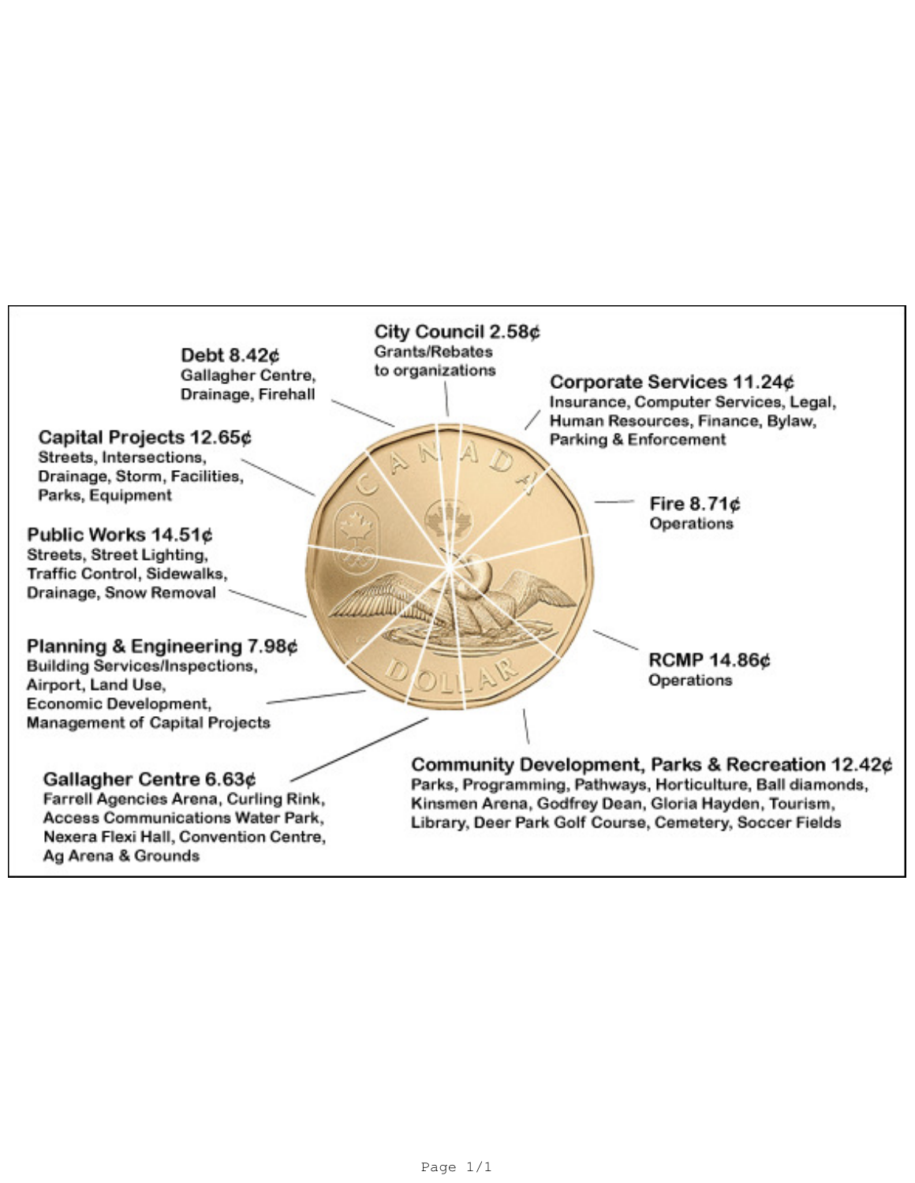**Debt 8.42¢**
Gallagher Centre, Drainage, Firehall

**City Council 2.58¢**
Grants/Rebates to organizations

**Corporate Services 11.24¢**
Insurance, Computer Services, Legal, Human Resources, Finance, Bylaw, Parking & Enforcement

**Capital Projects 12.65¢**
Streets, Intersections, Drainage, Storm, Facilities, Parks, Equipment

**Fire 8.71¢**
Operations

**Public Works 14.51¢**
Streets, Street Lighting, Traffic Control, Sidewalks, Drainage, Snow Removal

**Planning & Engineering 7.98¢**
Building Services/Inspections, Airport, Land Use, Economic Development, Management of Capital Projects

**RCMP 14.86¢**
Operations

**Gallagher Centre 6.63¢**
Farrell Agencies Arena, Curling Rink, Access Communications Water Park, Nexera Flexi Hall, Convention Centre, Ag Arena & Grounds

**Community Development, Parks & Recreation 12.42¢**
Parks, Programming, Pathways, Horticulture, Ball diamonds, Kinsmen Arena, Godfrey Dean, Gloria Hayden, Tourism, Library, Deer Park Golf Course, Cemetery, Soccer Fields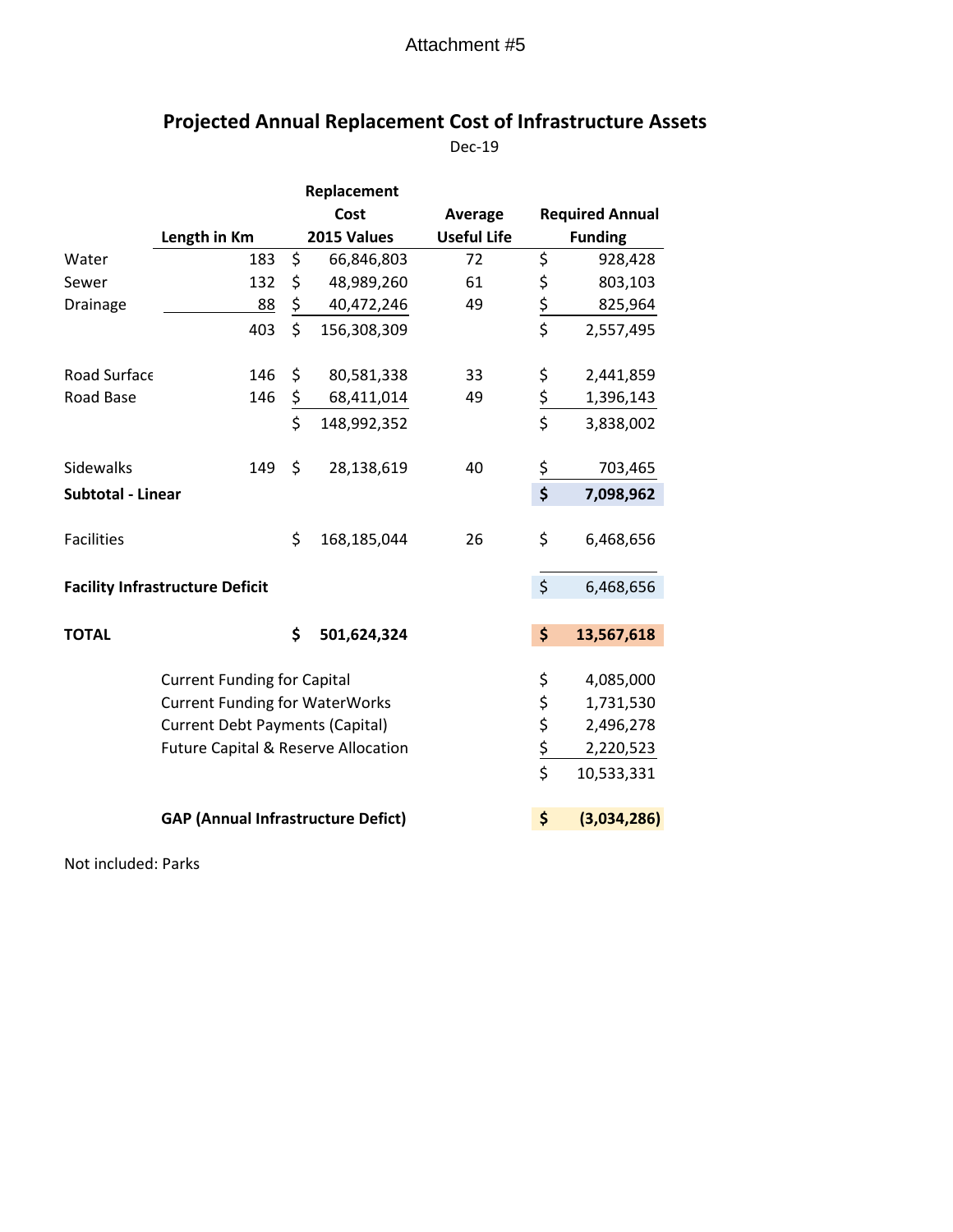Attachment #5

# Projected Annual Replacement Cost of Infrastructure Assets

Dec-19

| | Length in Km | Replacement Cost 2015 Values | Average Useful Life | Required Annual Funding |
|---|---|---|---|---|
| Water | 183 | $ 66,846,803 | 72 | $ 928,428 |
| Sewer | 132 | $ 48,989,260 | 61 | $ 803,103 |
| Drainage | 88 | $ 40,472,246 | 49 | $ 825,964 |
| | 403 | $ 156,308,309 | | $ 2,557,495 |
| | | | | |
| Road Surface | 146 | $ 80,581,338 | 33 | $ 2,441,859 |
| Road Base | 146 | $ 68,411,014 | 49 | $ 1,396,143 |
| | | $ 148,992,352 | | $ 3,838,002 |
| | | | | |
| Sidewalks | 149 | $ 28,138,619 | 40 | $ 703,465 |
| **Subtotal - Linear** | | | | **$ 7,098,962** |
| | | | | |
| Facilities | | $ 168,185,044 | 26 | $ 6,468,656 |
| | | | | |
| **Facility Infrastructure Deficit** | | | | $ 6,468,656 |
| | | | | |
| **TOTAL** | | **$ 501,624,324** | | **$ 13,567,618** |
| | | | | |
| | Current Funding for Capital | | | $ 4,085,000 |
| | Current Funding for WaterWorks | | | $ 1,731,530 |
| | Current Debt Payments (Capital) | | | $ 2,496,278 |
| | Future Capital & Reserve Allocation | | | $ 2,220,523 |
| | | | | $ 10,533,331 |
| | | | | |
| | **GAP (Annual Infrastructure Defict)** | | | **$ (3,034,286)** |

Not included: Parks